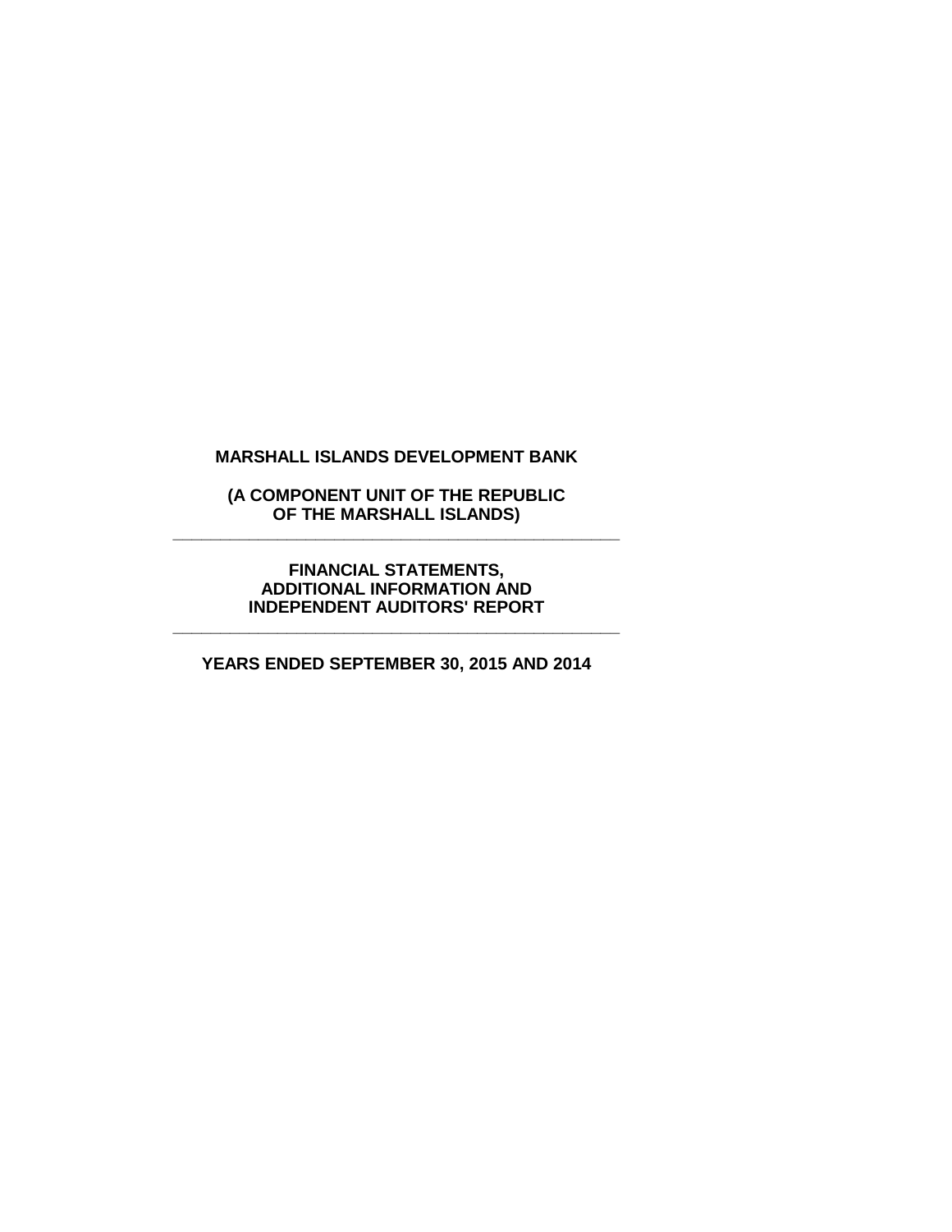# MARSHALL ISLANDS DEVELOPMENT BANK

**(A COMPONENT UNIT OF THE REPUBLIC OF THE MARSHALL ISLANDS)**

---

**FINANCIAL STATEMENTS, ADDITIONAL INFORMATION AND INDEPENDENT AUDITORS' REPORT**

---

**YEARS ENDED SEPTEMBER 30, 2015 AND 2014**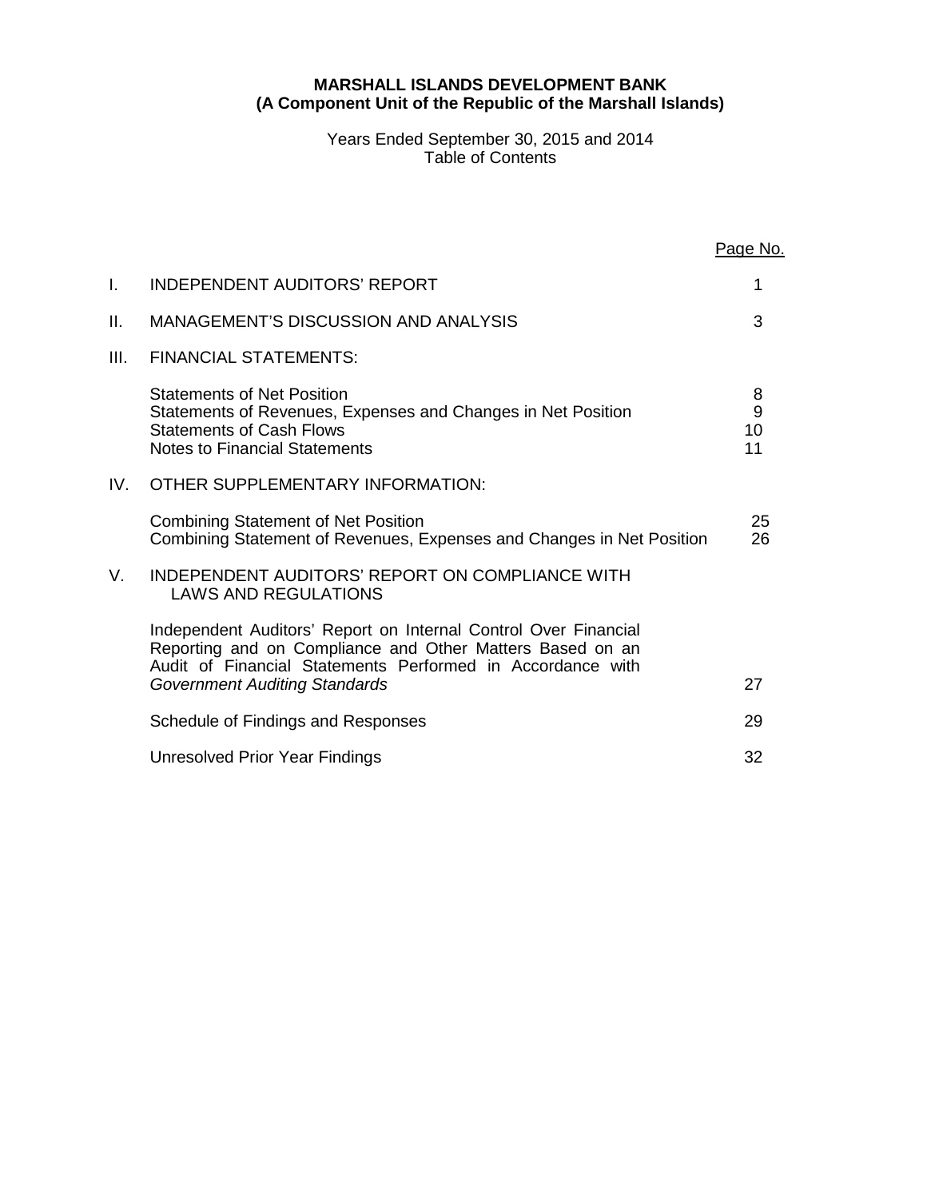**MARSHALL ISLANDS DEVELOPMENT BANK**
**(A Component Unit of the Republic of the Marshall Islands)**

Years Ended September 30, 2015 and 2014
Table of Contents

| | | Page No. |
|---|---|---|
| I. | INDEPENDENT AUDITORS' REPORT | 1 |
| II. | MANAGEMENT'S DISCUSSION AND ANALYSIS | 3 |
| III. | FINANCIAL STATEMENTS: | |
| | Statements of Net Position | 8 |
| | Statements of Revenues, Expenses and Changes in Net Position | 9 |
| | Statements of Cash Flows | 10 |
| | Notes to Financial Statements | 11 |
| IV. | OTHER SUPPLEMENTARY INFORMATION: | |
| | Combining Statement of Net Position | 25 |
| | Combining Statement of Revenues, Expenses and Changes in Net Position | 26 |
| V. | INDEPENDENT AUDITORS' REPORT ON COMPLIANCE WITH LAWS AND REGULATIONS | |
| | Independent Auditors' Report on Internal Control Over Financial Reporting and on Compliance and Other Matters Based on an Audit of Financial Statements Performed in Accordance with *Government Auditing Standards* | 27 |
| | Schedule of Findings and Responses | 29 |
| | Unresolved Prior Year Findings | 32 |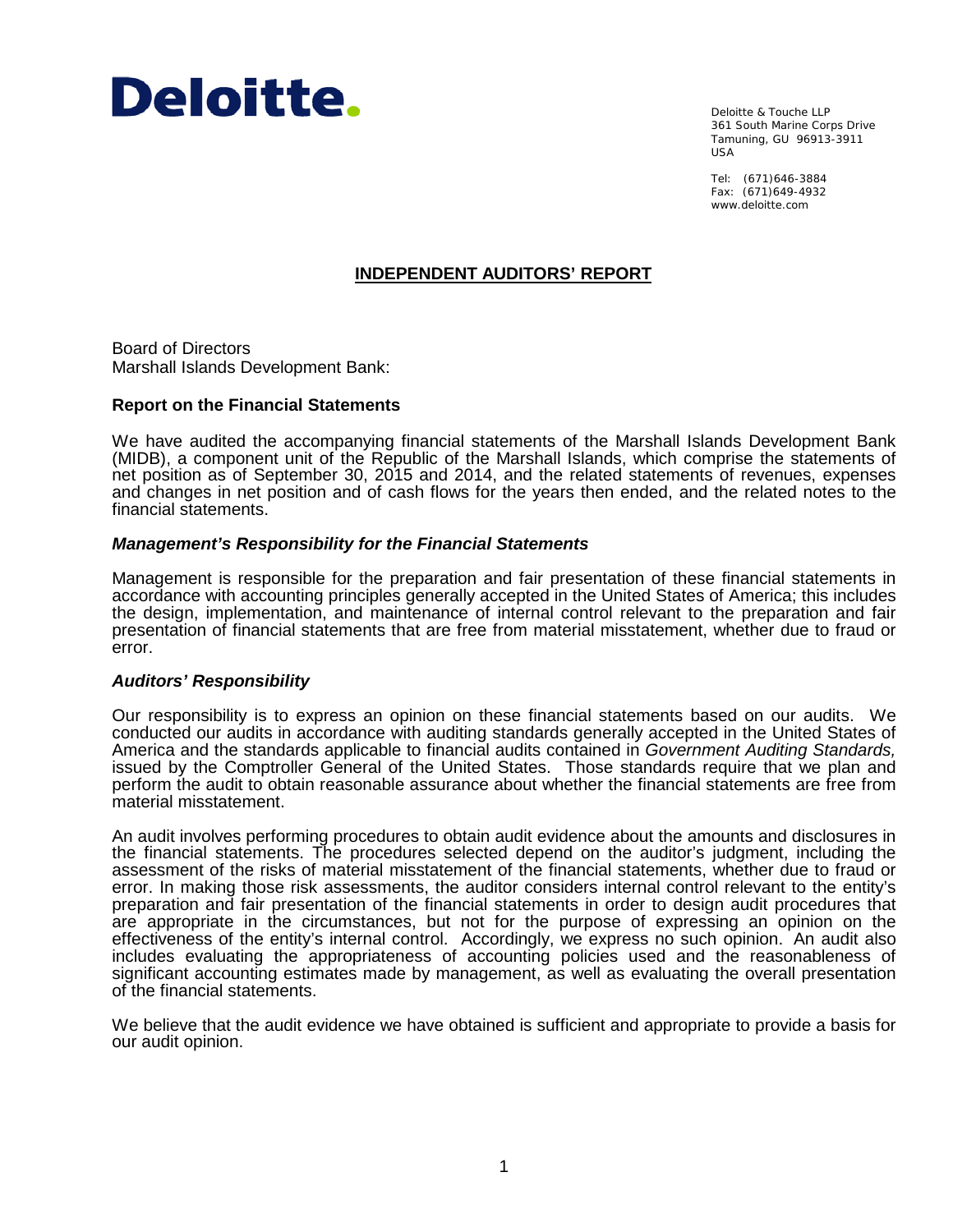Deloitte.

Deloitte & Touche LLP
361 South Marine Corps Drive
Tamuning, GU 96913-3911
USA

Tel: (671)646-3884
Fax: (671)649-4932
www.deloitte.com

## INDEPENDENT AUDITORS' REPORT

Board of Directors
Marshall Islands Development Bank:

### Report on the Financial Statements

We have audited the accompanying financial statements of the Marshall Islands Development Bank (MIDB), a component unit of the Republic of the Marshall Islands, which comprise the statements of net position as of September 30, 2015 and 2014, and the related statements of revenues, expenses and changes in net position and of cash flows for the years then ended, and the related notes to the financial statements.

### *Management's Responsibility for the Financial Statements*

Management is responsible for the preparation and fair presentation of these financial statements in accordance with accounting principles generally accepted in the United States of America; this includes the design, implementation, and maintenance of internal control relevant to the preparation and fair presentation of financial statements that are free from material misstatement, whether due to fraud or error.

### *Auditors' Responsibility*

Our responsibility is to express an opinion on these financial statements based on our audits. We conducted our audits in accordance with auditing standards generally accepted in the United States of America and the standards applicable to financial audits contained in *Government Auditing Standards,* issued by the Comptroller General of the United States. Those standards require that we plan and perform the audit to obtain reasonable assurance about whether the financial statements are free from material misstatement.

An audit involves performing procedures to obtain audit evidence about the amounts and disclosures in the financial statements. The procedures selected depend on the auditor's judgment, including the assessment of the risks of material misstatement of the financial statements, whether due to fraud or error. In making those risk assessments, the auditor considers internal control relevant to the entity's preparation and fair presentation of the financial statements in order to design audit procedures that are appropriate in the circumstances, but not for the purpose of expressing an opinion on the effectiveness of the entity's internal control. Accordingly, we express no such opinion. An audit also includes evaluating the appropriateness of accounting policies used and the reasonableness of significant accounting estimates made by management, as well as evaluating the overall presentation of the financial statements.

We believe that the audit evidence we have obtained is sufficient and appropriate to provide a basis for our audit opinion.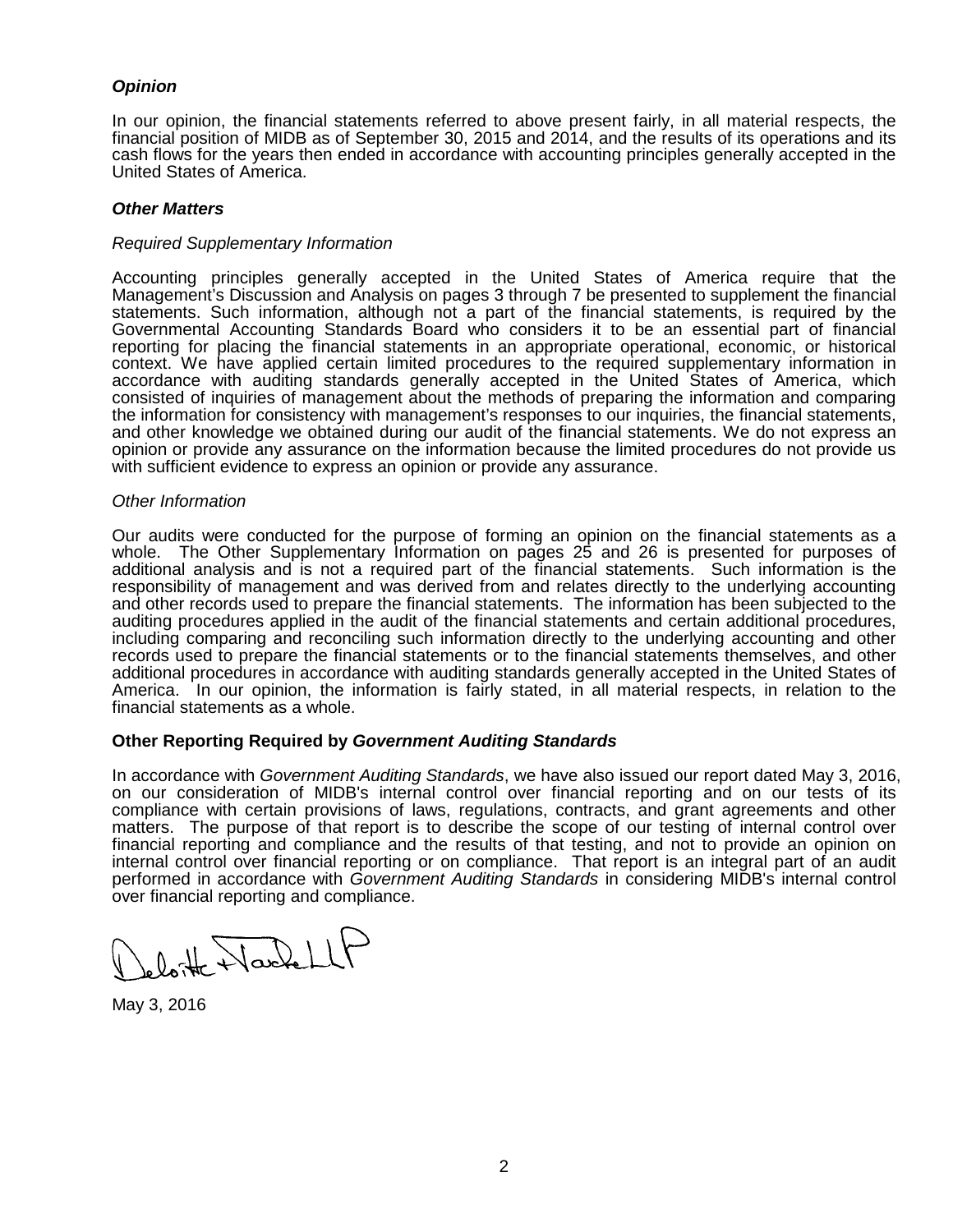### *Opinion*

In our opinion, the financial statements referred to above present fairly, in all material respects, the financial position of MIDB as of September 30, 2015 and 2014, and the results of its operations and its cash flows for the years then ended in accordance with accounting principles generally accepted in the United States of America.

### *Other Matters*

*Required Supplementary Information*

Accounting principles generally accepted in the United States of America require that the Management's Discussion and Analysis on pages 3 through 7 be presented to supplement the financial statements. Such information, although not a part of the financial statements, is required by the Governmental Accounting Standards Board who considers it to be an essential part of financial reporting for placing the financial statements in an appropriate operational, economic, or historical context. We have applied certain limited procedures to the required supplementary information in accordance with auditing standards generally accepted in the United States of America, which consisted of inquiries of management about the methods of preparing the information and comparing the information for consistency with management's responses to our inquiries, the financial statements, and other knowledge we obtained during our audit of the financial statements. We do not express an opinion or provide any assurance on the information because the limited procedures do not provide us with sufficient evidence to express an opinion or provide any assurance.

*Other Information*

Our audits were conducted for the purpose of forming an opinion on the financial statements as a whole. The Other Supplementary Information on pages 25 and 26 is presented for purposes of additional analysis and is not a required part of the financial statements. Such information is the responsibility of management and was derived from and relates directly to the underlying accounting and other records used to prepare the financial statements. The information has been subjected to the auditing procedures applied in the audit of the financial statements and certain additional procedures, including comparing and reconciling such information directly to the underlying accounting and other records used to prepare the financial statements or to the financial statements themselves, and other additional procedures in accordance with auditing standards generally accepted in the United States of America. In our opinion, the information is fairly stated, in all material respects, in relation to the financial statements as a whole.

### Other Reporting Required by *Government Auditing Standards*

In accordance with *Government Auditing Standards*, we have also issued our report dated May 3, 2016, on our consideration of MIDB's internal control over financial reporting and on our tests of its compliance with certain provisions of laws, regulations, contracts, and grant agreements and other matters. The purpose of that report is to describe the scope of our testing of internal control over financial reporting and compliance and the results of that testing, and not to provide an opinion on internal control over financial reporting or on compliance. That report is an integral part of an audit performed in accordance with *Government Auditing Standards* in considering MIDB's internal control over financial reporting and compliance.

Deloitte & Touche LLP

May 3, 2016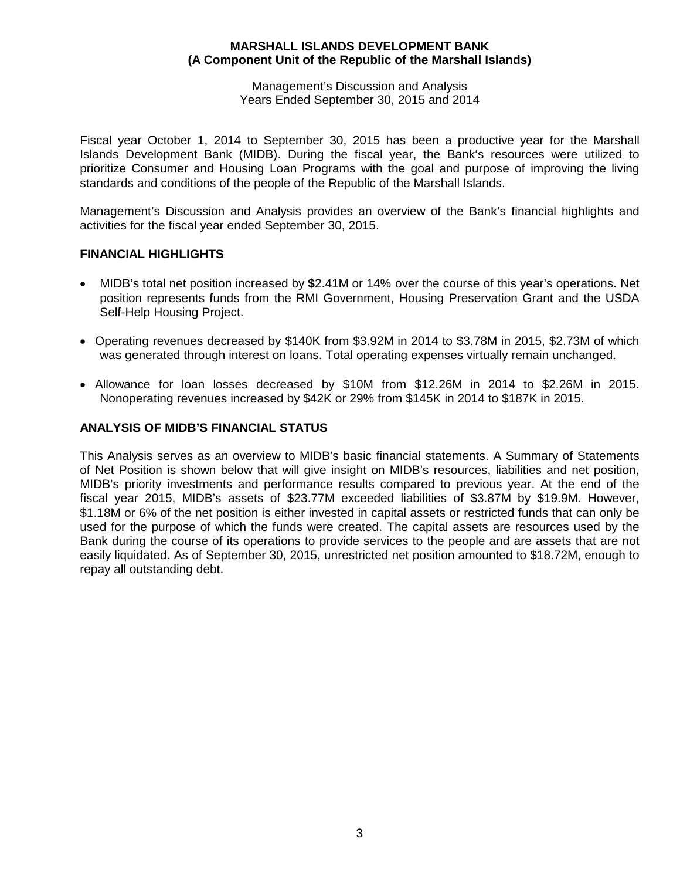**MARSHALL ISLANDS DEVELOPMENT BANK**
**(A Component Unit of the Republic of the Marshall Islands)**

Management's Discussion and Analysis
Years Ended September 30, 2015 and 2014

Fiscal year October 1, 2014 to September 30, 2015 has been a productive year for the Marshall Islands Development Bank (MIDB). During the fiscal year, the Bank's resources were utilized to prioritize Consumer and Housing Loan Programs with the goal and purpose of improving the living standards and conditions of the people of the Republic of the Marshall Islands.

Management's Discussion and Analysis provides an overview of the Bank's financial highlights and activities for the fiscal year ended September 30, 2015.

## FINANCIAL HIGHLIGHTS

- MIDB's total net position increased by **$**2.41M or 14% over the course of this year's operations. Net position represents funds from the RMI Government, Housing Preservation Grant and the USDA Self-Help Housing Project.
- Operating revenues decreased by $140K from $3.92M in 2014 to $3.78M in 2015, $2.73M of which was generated through interest on loans. Total operating expenses virtually remain unchanged.
- Allowance for loan losses decreased by $10M from $12.26M in 2014 to $2.26M in 2015. Nonoperating revenues increased by $42K or 29% from $145K in 2014 to $187K in 2015.

## ANALYSIS OF MIDB'S FINANCIAL STATUS

This Analysis serves as an overview to MIDB's basic financial statements. A Summary of Statements of Net Position is shown below that will give insight on MIDB's resources, liabilities and net position, MIDB's priority investments and performance results compared to previous year. At the end of the fiscal year 2015, MIDB's assets of $23.77M exceeded liabilities of $3.87M by $19.9M. However, $1.18M or 6% of the net position is either invested in capital assets or restricted funds that can only be used for the purpose of which the funds were created. The capital assets are resources used by the Bank during the course of its operations to provide services to the people and are assets that are not easily liquidated. As of September 30, 2015, unrestricted net position amounted to $18.72M, enough to repay all outstanding debt.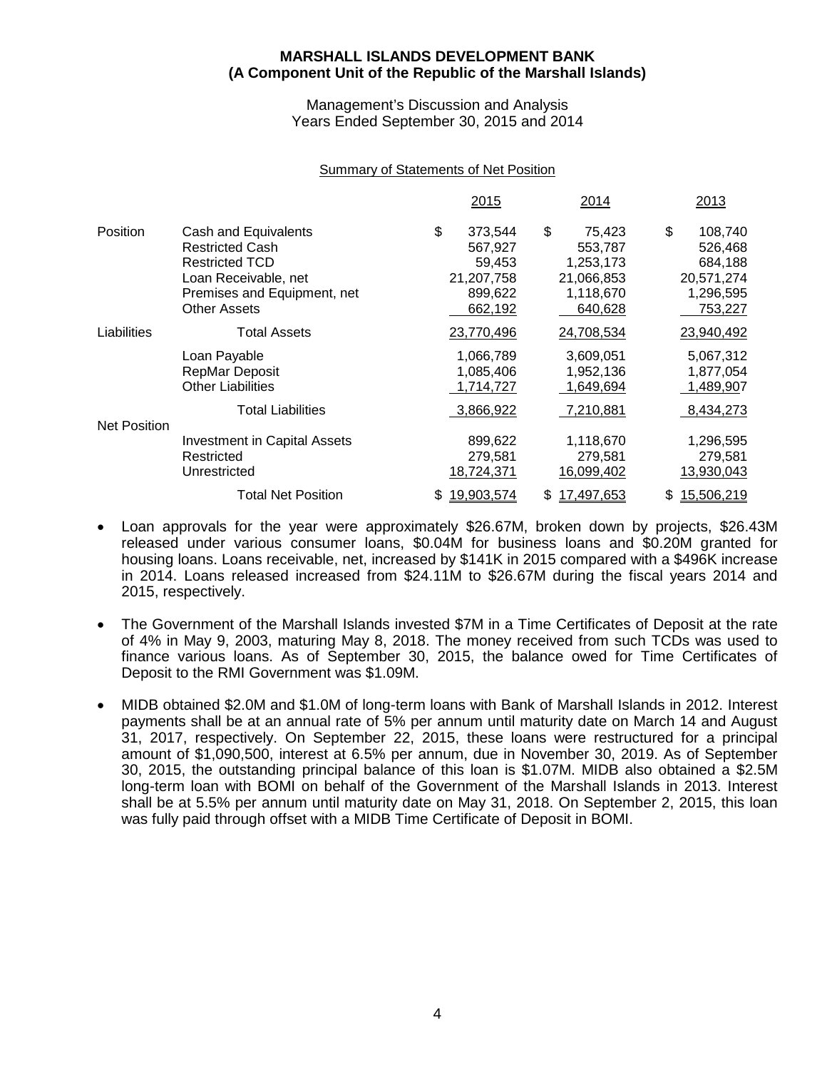**MARSHALL ISLANDS DEVELOPMENT BANK**
**(A Component Unit of the Republic of the Marshall Islands)**

Management's Discussion and Analysis
Years Ended September 30, 2015 and 2014

Summary of Statements of Net Position

| | | 2015 | 2014 | 2013 |
|---|---|---|---|---|
| Position | Cash and Equivalents | $ 373,544 | $ 75,423 | $ 108,740 |
| | Restricted Cash | 567,927 | 553,787 | 526,468 |
| | Restricted TCD | 59,453 | 1,253,173 | 684,188 |
| | Loan Receivable, net | 21,207,758 | 21,066,853 | 20,571,274 |
| | Premises and Equipment, net | 899,622 | 1,118,670 | 1,296,595 |
| | Other Assets | 662,192 | 640,628 | 753,227 |
| Liabilities | Total Assets | 23,770,496 | 24,708,534 | 23,940,492 |
| | Loan Payable | 1,066,789 | 3,609,051 | 5,067,312 |
| | RepMar Deposit | 1,085,406 | 1,952,136 | 1,877,054 |
| | Other Liabilities | 1,714,727 | 1,649,694 | 1,489,907 |
| | Total Liabilities | 3,866,922 | 7,210,881 | 8,434,273 |
| Net Position | | | | |
| | Investment in Capital Assets | 899,622 | 1,118,670 | 1,296,595 |
| | Restricted | 279,581 | 279,581 | 279,581 |
| | Unrestricted | 18,724,371 | 16,099,402 | 13,930,043 |
| | Total Net Position | $ 19,903,574 | $ 17,497,653 | $ 15,506,219 |

- Loan approvals for the year were approximately $26.67M, broken down by projects, $26.43M released under various consumer loans, $0.04M for business loans and $0.20M granted for housing loans. Loans receivable, net, increased by $141K in 2015 compared with a $496K increase in 2014. Loans released increased from $24.11M to $26.67M during the fiscal years 2014 and 2015, respectively.

- The Government of the Marshall Islands invested $7M in a Time Certificates of Deposit at the rate of 4% in May 9, 2003, maturing May 8, 2018. The money received from such TCDs was used to finance various loans. As of September 30, 2015, the balance owed for Time Certificates of Deposit to the RMI Government was $1.09M.

- MIDB obtained $2.0M and $1.0M of long-term loans with Bank of Marshall Islands in 2012. Interest payments shall be at an annual rate of 5% per annum until maturity date on March 14 and August 31, 2017, respectively. On September 22, 2015, these loans were restructured for a principal amount of $1,090,500, interest at 6.5% per annum, due in November 30, 2019. As of September 30, 2015, the outstanding principal balance of this loan is $1.07M. MIDB also obtained a $2.5M long-term loan with BOMI on behalf of the Government of the Marshall Islands in 2013. Interest shall be at 5.5% per annum until maturity date on May 31, 2018. On September 2, 2015, this loan was fully paid through offset with a MIDB Time Certificate of Deposit in BOMI.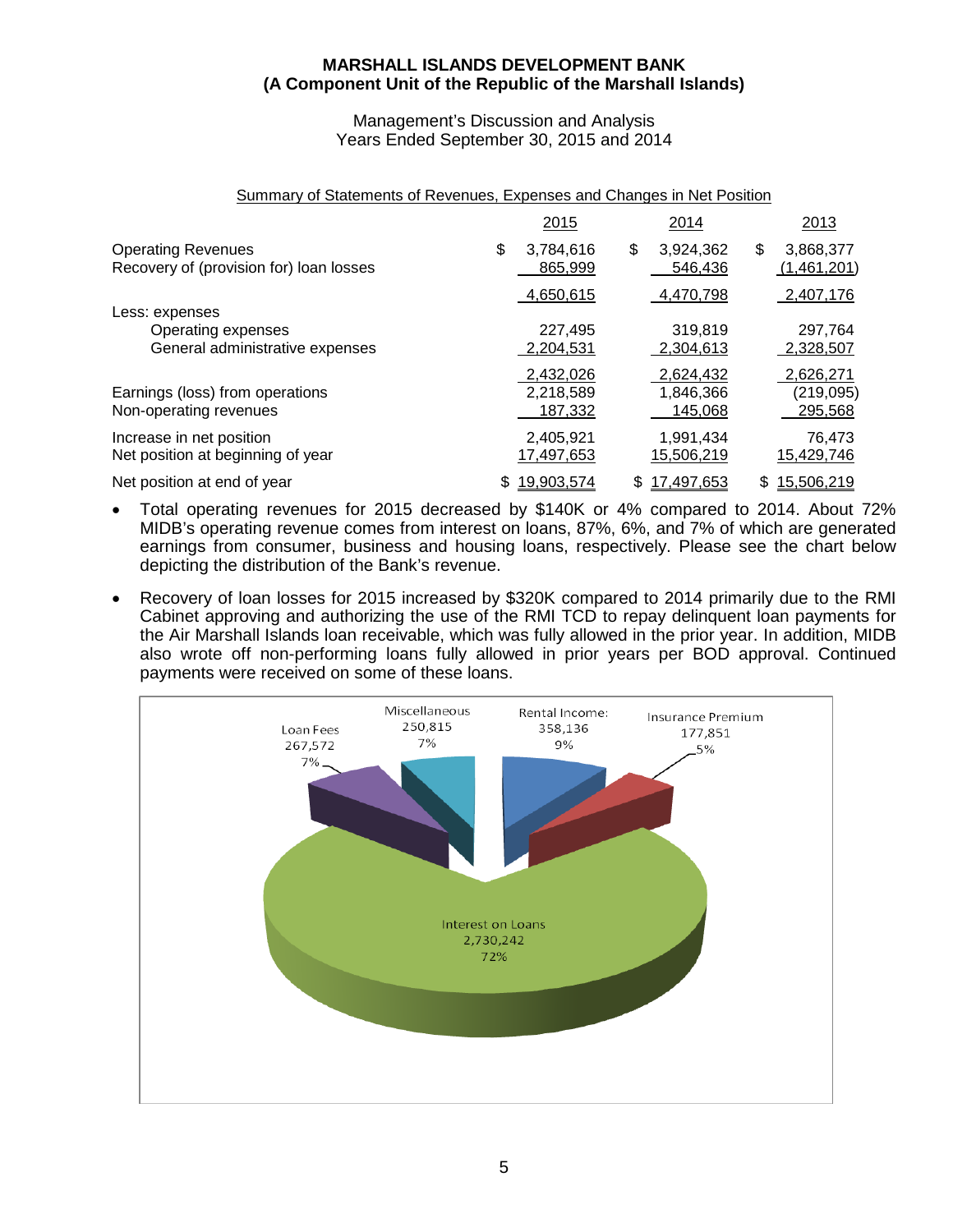Summary of Statements of Revenues, Expenses and Changes in Net Position

| | 2015 | 2014 | 2013 |
|---|---|---|---|
| Operating Revenues | $ 3,784,616 | $ 3,924,362 | $ 3,868,377 |
| Recovery of (provision for) loan losses | 865,999 | 546,436 | (1,461,201) |
| | 4,650,615 | 4,470,798 | 2,407,176 |
| Less: expenses | | | |
| Operating expenses | 227,495 | 319,819 | 297,764 |
| General administrative expenses | 2,204,531 | 2,304,613 | 2,328,507 |
| | 2,432,026 | 2,624,432 | 2,626,271 |
| Earnings (loss) from operations | 2,218,589 | 1,846,366 | (219,095) |
| Non-operating revenues | 187,332 | 145,068 | 295,568 |
| Increase in net position | 2,405,921 | 1,991,434 | 76,473 |
| Net position at beginning of year | 17,497,653 | 15,506,219 | 15,429,746 |
| Net position at end of year | $ 19,903,574 | $ 17,497,653 | $ 15,506,219 |

- Total operating revenues for 2015 decreased by $140K or 4% compared to 2014. About 72% MIDB's operating revenue comes from interest on loans, 87%, 6%, and 7% of which are generated earnings from consumer, business and housing loans, respectively. Please see the chart below depicting the distribution of the Bank's revenue.
- Recovery of loan losses for 2015 increased by $320K compared to 2014 primarily due to the RMI Cabinet approving and authorizing the use of the RMI TCD to repay delinquent loan payments for the Air Marshall Islands loan receivable, which was fully allowed in the prior year. In addition, MIDB also wrote off non-performing loans fully allowed in prior years per BOD approval. Continued payments were received on some of these loans.

Loan Fees 267,572 7%
Miscellaneous 250,815 7%
Rental Income: 358,136 9%
Insurance Premium 177,851 5%
Interest on Loans 2,730,242 72%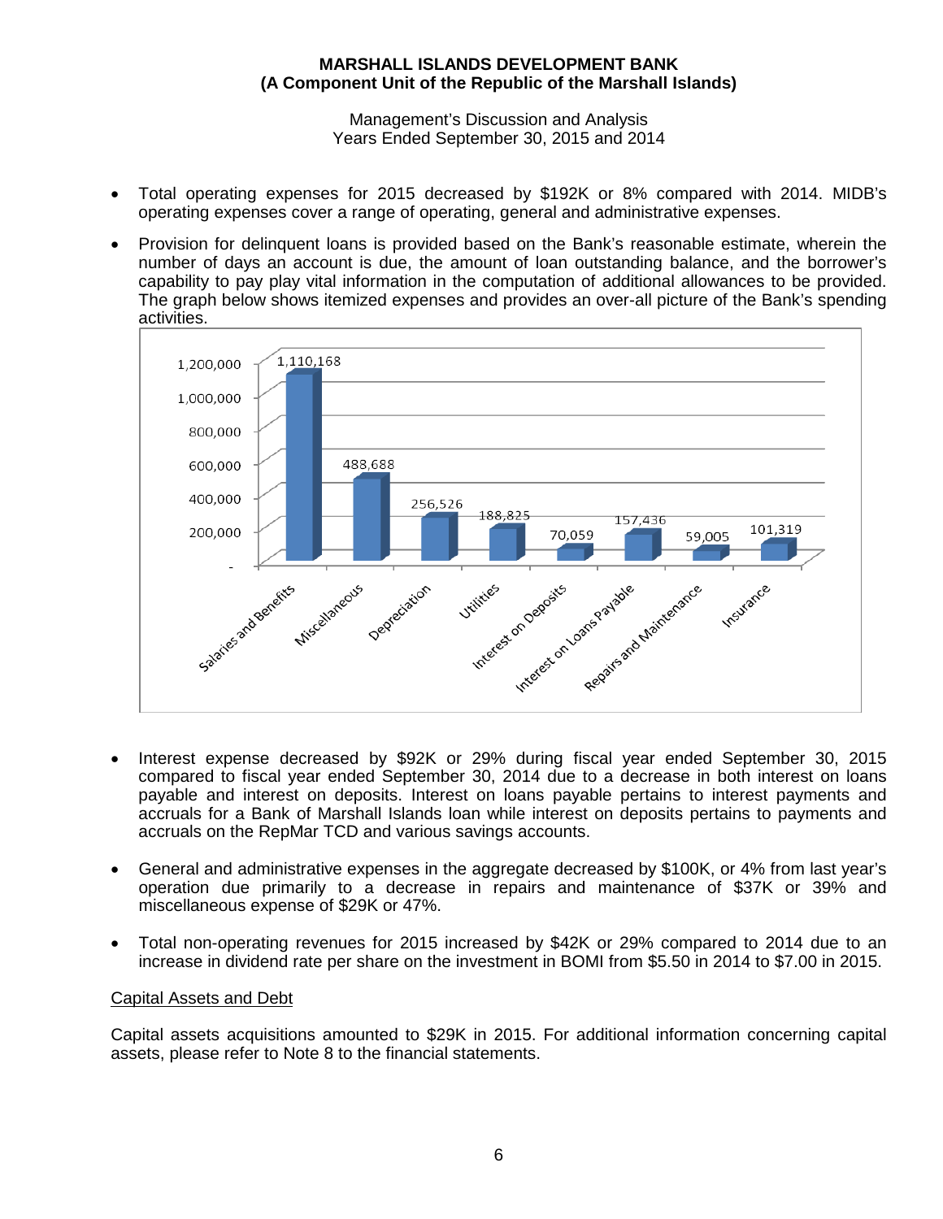- Total operating expenses for 2015 decreased by $192K or 8% compared with 2014. MIDB's operating expenses cover a range of operating, general and administrative expenses.

- Provision for delinquent loans is provided based on the Bank's reasonable estimate, wherein the number of days an account is due, the amount of loan outstanding balance, and the borrower's capability to pay play vital information in the computation of additional allowances to be provided. The graph below shows itemized expenses and provides an over-all picture of the Bank's spending activities.

| Expense | Amount |
|---|---|
| Salaries and Benefits | 1,110,168 |
| Miscellaneous | 488,688 |
| Depreciation | 256,526 |
| Utilities | 188,825 |
| Interest on Deposits | 70,059 |
| Interest on Loans Payable | 157,436 |
| Repairs and Maintenance | 59,005 |
| Insurance | 101,319 |

- Interest expense decreased by $92K or 29% during fiscal year ended September 30, 2015 compared to fiscal year ended September 30, 2014 due to a decrease in both interest on loans payable and interest on deposits. Interest on loans payable pertains to interest payments and accruals for a Bank of Marshall Islands loan while interest on deposits pertains to payments and accruals on the RepMar TCD and various savings accounts.

- General and administrative expenses in the aggregate decreased by $100K, or 4% from last year's operation due primarily to a decrease in repairs and maintenance of $37K or 39% and miscellaneous expense of $29K or 47%.

- Total non-operating revenues for 2015 increased by $42K or 29% compared to 2014 due to an increase in dividend rate per share on the investment in BOMI from $5.50 in 2014 to $7.00 in 2015.

## Capital Assets and Debt

Capital assets acquisitions amounted to $29K in 2015. For additional information concerning capital assets, please refer to Note 8 to the financial statements.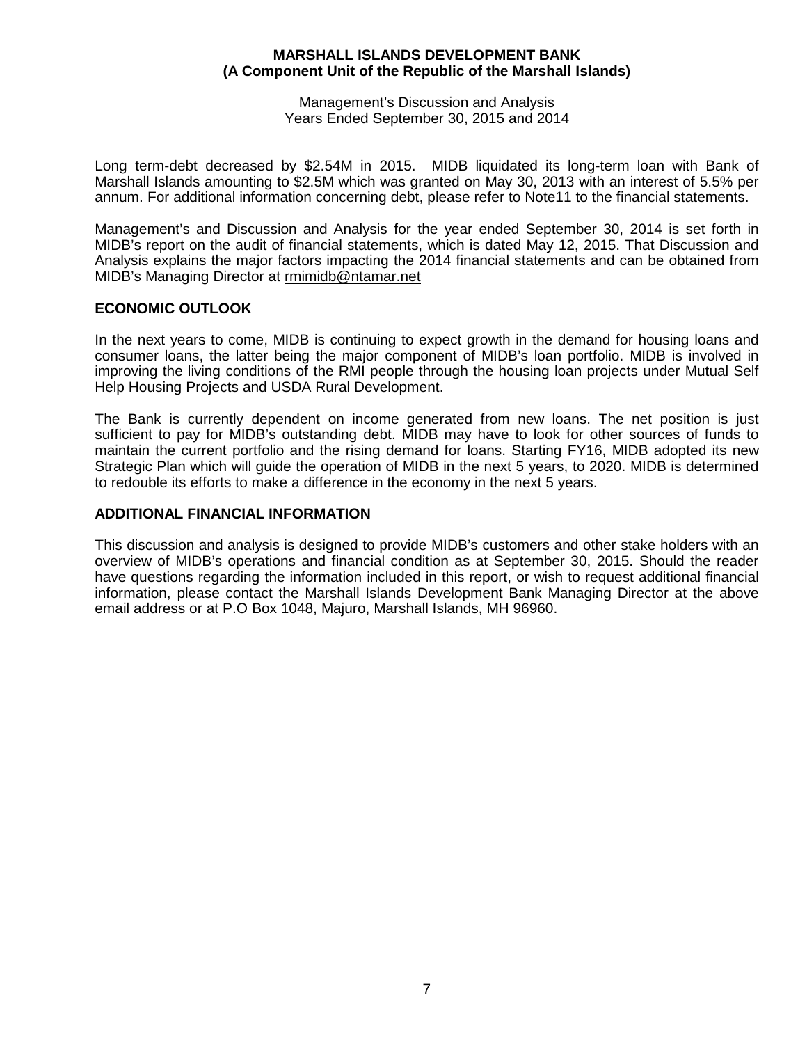Long term-debt decreased by $2.54M in 2015. MIDB liquidated its long-term loan with Bank of Marshall Islands amounting to $2.5M which was granted on May 30, 2013 with an interest of 5.5% per annum. For additional information concerning debt, please refer to Note11 to the financial statements.

Management's and Discussion and Analysis for the year ended September 30, 2014 is set forth in MIDB's report on the audit of financial statements, which is dated May 12, 2015. That Discussion and Analysis explains the major factors impacting the 2014 financial statements and can be obtained from MIDB's Managing Director at rmimidb@ntamar.net

## ECONOMIC OUTLOOK

In the next years to come, MIDB is continuing to expect growth in the demand for housing loans and consumer loans, the latter being the major component of MIDB's loan portfolio. MIDB is involved in improving the living conditions of the RMI people through the housing loan projects under Mutual Self Help Housing Projects and USDA Rural Development.

The Bank is currently dependent on income generated from new loans. The net position is just sufficient to pay for MIDB's outstanding debt. MIDB may have to look for other sources of funds to maintain the current portfolio and the rising demand for loans. Starting FY16, MIDB adopted its new Strategic Plan which will guide the operation of MIDB in the next 5 years, to 2020. MIDB is determined to redouble its efforts to make a difference in the economy in the next 5 years.

## ADDITIONAL FINANCIAL INFORMATION

This discussion and analysis is designed to provide MIDB's customers and other stake holders with an overview of MIDB's operations and financial condition as at September 30, 2015. Should the reader have questions regarding the information included in this report, or wish to request additional financial information, please contact the Marshall Islands Development Bank Managing Director at the above email address or at P.O Box 1048, Majuro, Marshall Islands, MH 96960.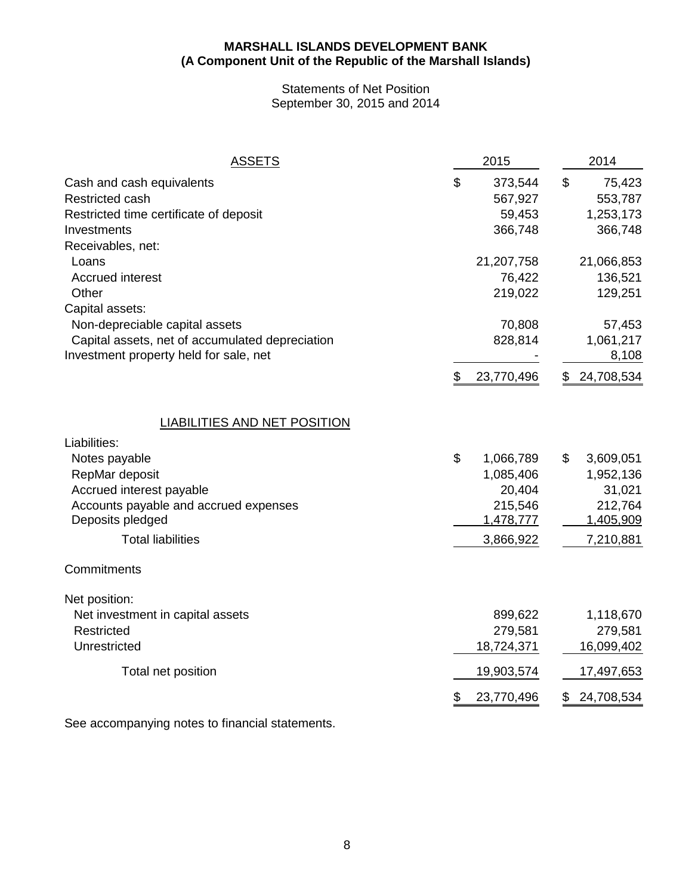**MARSHALL ISLANDS DEVELOPMENT BANK**
**(A Component Unit of the Republic of the Marshall Islands)**

Statements of Net Position
September 30, 2015 and 2014

| ASSETS | 2015 | 2014 |
|---|---|---|
| Cash and cash equivalents | $ 373,544 | $ 75,423 |
| Restricted cash | 567,927 | 553,787 |
| Restricted time certificate of deposit | 59,453 | 1,253,173 |
| Investments | 366,748 | 366,748 |
| Receivables, net: | | |
| Loans | 21,207,758 | 21,066,853 |
| Accrued interest | 76,422 | 136,521 |
| Other | 219,022 | 129,251 |
| Capital assets: | | |
| Non-depreciable capital assets | 70,808 | 57,453 |
| Capital assets, net of accumulated depreciation | 828,814 | 1,061,217 |
| Investment property held for sale, net | - | 8,108 |
| | $ 23,770,496 | $ 24,708,534 |

| LIABILITIES AND NET POSITION | 2015 | 2014 |
|---|---|---|
| Liabilities: | | |
| Notes payable | $ 1,066,789 | $ 3,609,051 |
| RepMar deposit | 1,085,406 | 1,952,136 |
| Accrued interest payable | 20,404 | 31,021 |
| Accounts payable and accrued expenses | 215,546 | 212,764 |
| Deposits pledged | 1,478,777 | 1,405,909 |
| Total liabilities | 3,866,922 | 7,210,881 |
| Commitments | | |
| Net position: | | |
| Net investment in capital assets | 899,622 | 1,118,670 |
| Restricted | 279,581 | 279,581 |
| Unrestricted | 18,724,371 | 16,099,402 |
| Total net position | 19,903,574 | 17,497,653 |
| | $ 23,770,496 | $ 24,708,534 |

See accompanying notes to financial statements.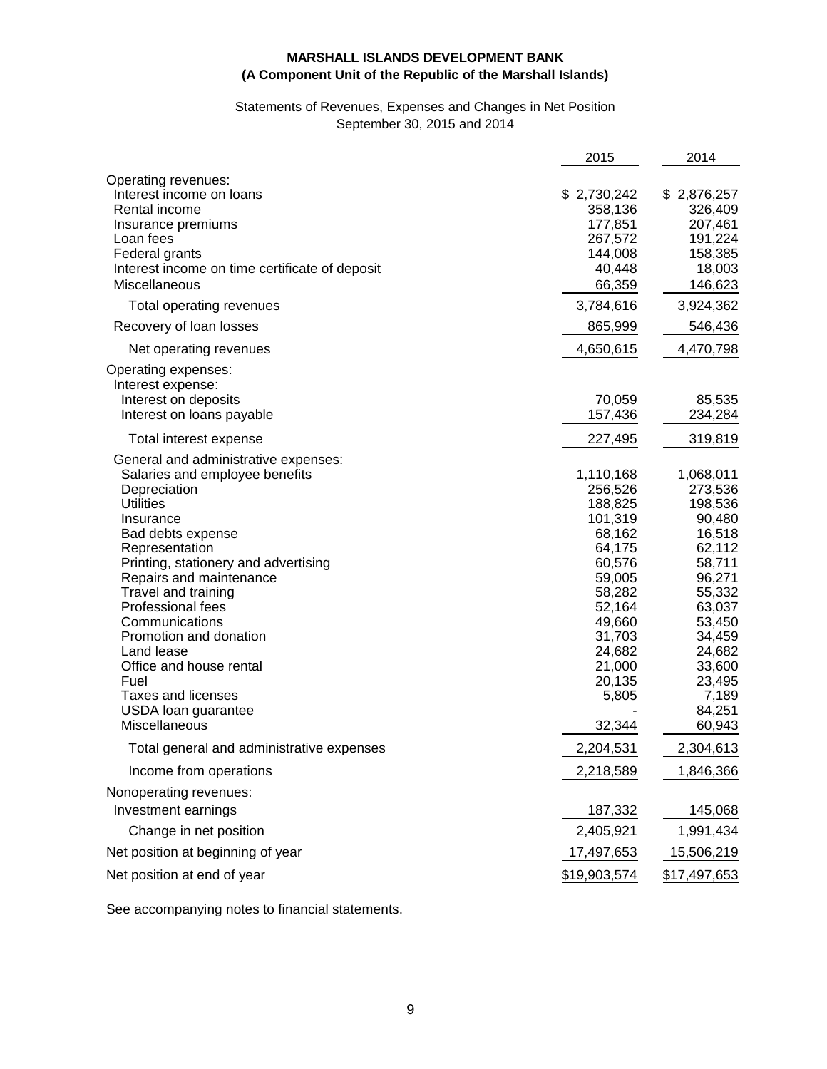**MARSHALL ISLANDS DEVELOPMENT BANK**
**(A Component Unit of the Republic of the Marshall Islands)**

Statements of Revenues, Expenses and Changes in Net Position
September 30, 2015 and 2014

| | 2015 | 2014 |
|---|---|---|
| Operating revenues: | | |
| Interest income on loans | $ 2,730,242 | $ 2,876,257 |
| Rental income | 358,136 | 326,409 |
| Insurance premiums | 177,851 | 207,461 |
| Loan fees | 267,572 | 191,224 |
| Federal grants | 144,008 | 158,385 |
| Interest income on time certificate of deposit | 40,448 | 18,003 |
| Miscellaneous | 66,359 | 146,623 |
| Total operating revenues | 3,784,616 | 3,924,362 |
| Recovery of loan losses | 865,999 | 546,436 |
| Net operating revenues | 4,650,615 | 4,470,798 |
| Operating expenses: | | |
| Interest expense: | | |
| Interest on deposits | 70,059 | 85,535 |
| Interest on loans payable | 157,436 | 234,284 |
| Total interest expense | 227,495 | 319,819 |
| General and administrative expenses: | | |
| Salaries and employee benefits | 1,110,168 | 1,068,011 |
| Depreciation | 256,526 | 273,536 |
| Utilities | 188,825 | 198,536 |
| Insurance | 101,319 | 90,480 |
| Bad debts expense | 68,162 | 16,518 |
| Representation | 64,175 | 62,112 |
| Printing, stationery and advertising | 60,576 | 58,711 |
| Repairs and maintenance | 59,005 | 96,271 |
| Travel and training | 58,282 | 55,332 |
| Professional fees | 52,164 | 63,037 |
| Communications | 49,660 | 53,450 |
| Promotion and donation | 31,703 | 34,459 |
| Land lease | 24,682 | 24,682 |
| Office and house rental | 21,000 | 33,600 |
| Fuel | 20,135 | 23,495 |
| Taxes and licenses | 5,805 | 7,189 |
| USDA loan guarantee | - | 84,251 |
| Miscellaneous | 32,344 | 60,943 |
| Total general and administrative expenses | 2,204,531 | 2,304,613 |
| Income from operations | 2,218,589 | 1,846,366 |
| Nonoperating revenues: | | |
| Investment earnings | 187,332 | 145,068 |
| Change in net position | 2,405,921 | 1,991,434 |
| Net position at beginning of year | 17,497,653 | 15,506,219 |
| Net position at end of year | $19,903,574 | $17,497,653 |

See accompanying notes to financial statements.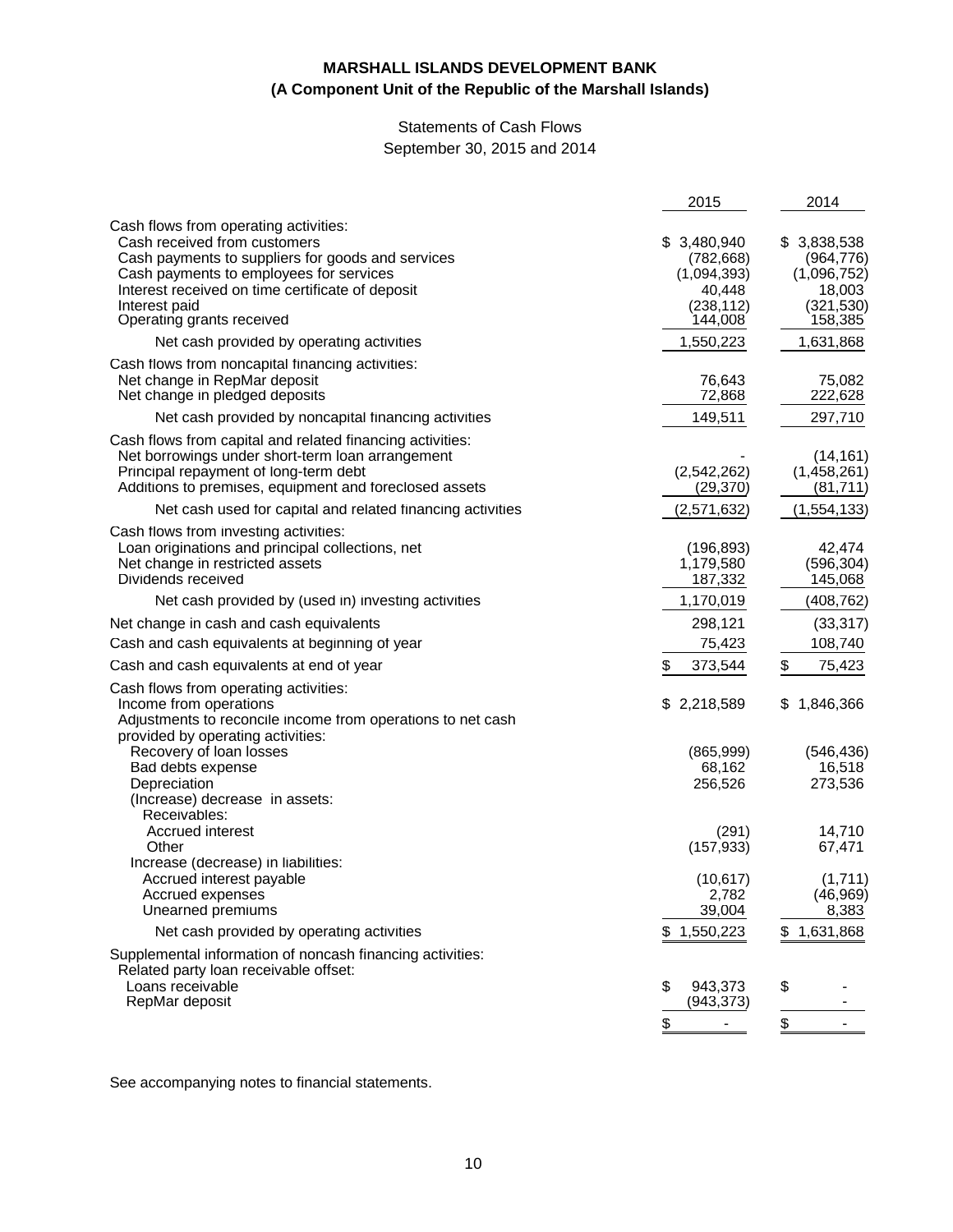**MARSHALL ISLANDS DEVELOPMENT BANK**
**(A Component Unit of the Republic of the Marshall Islands)**

Statements of Cash Flows
September 30, 2015 and 2014

| | 2015 | 2014 |
|---|---|---|
| Cash flows from operating activities: | | |
| Cash received from customers | $ 3,480,940 | $ 3,838,538 |
| Cash payments to suppliers for goods and services | (782,668) | (964,776) |
| Cash payments to employees for services | (1,094,393) | (1,096,752) |
| Interest received on time certificate of deposit | 40,448 | 18,003 |
| Interest paid | (238,112) | (321,530) |
| Operating grants received | 144,008 | 158,385 |
| Net cash provided by operating activities | 1,550,223 | 1,631,868 |
| Cash flows from noncapital financing activities: | | |
| Net change in RepMar deposit | 76,643 | 75,082 |
| Net change in pledged deposits | 72,868 | 222,628 |
| Net cash provided by noncapital financing activities | 149,511 | 297,710 |
| Cash flows from capital and related financing activities: | | |
| Net borrowings under short-term loan arrangement | - | (14,161) |
| Principal repayment of long-term debt | (2,542,262) | (1,458,261) |
| Additions to premises, equipment and foreclosed assets | (29,370) | (81,711) |
| Net cash used for capital and related financing activities | (2,571,632) | (1,554,133) |
| Cash flows from investing activities: | | |
| Loan originations and principal collections, net | (196,893) | 42,474 |
| Net change in restricted assets | 1,179,580 | (596,304) |
| Dividends received | 187,332 | 145,068 |
| Net cash provided by (used in) investing activities | 1,170,019 | (408,762) |
| Net change in cash and cash equivalents | 298,121 | (33,317) |
| Cash and cash equivalents at beginning of year | 75,423 | 108,740 |
| Cash and cash equivalents at end of year | $ 373,544 | $ 75,423 |
| Cash flows from operating activities: | | |
| Income from operations | $ 2,218,589 | $ 1,846,366 |
| Adjustments to reconcile income from operations to net cash provided by operating activities: | | |
| Recovery of loan losses | (865,999) | (546,436) |
| Bad debts expense | 68,162 | 16,518 |
| Depreciation | 256,526 | 273,536 |
| (Increase) decrease in assets: | | |
| Receivables: | | |
| Accrued interest | (291) | 14,710 |
| Other | (157,933) | 67,471 |
| Increase (decrease) in liabilities: | | |
| Accrued interest payable | (10,617) | (1,711) |
| Accrued expenses | 2,782 | (46,969) |
| Unearned premiums | 39,004 | 8,383 |
| Net cash provided by operating activities | $ 1,550,223 | $ 1,631,868 |
| Supplemental information of noncash financing activities: | | |
| Related party loan receivable offset: | | |
| Loans receivable | $ 943,373 | $ - |
| RepMar deposit | (943,373) | - |
| | $ - | $ - |

See accompanying notes to financial statements.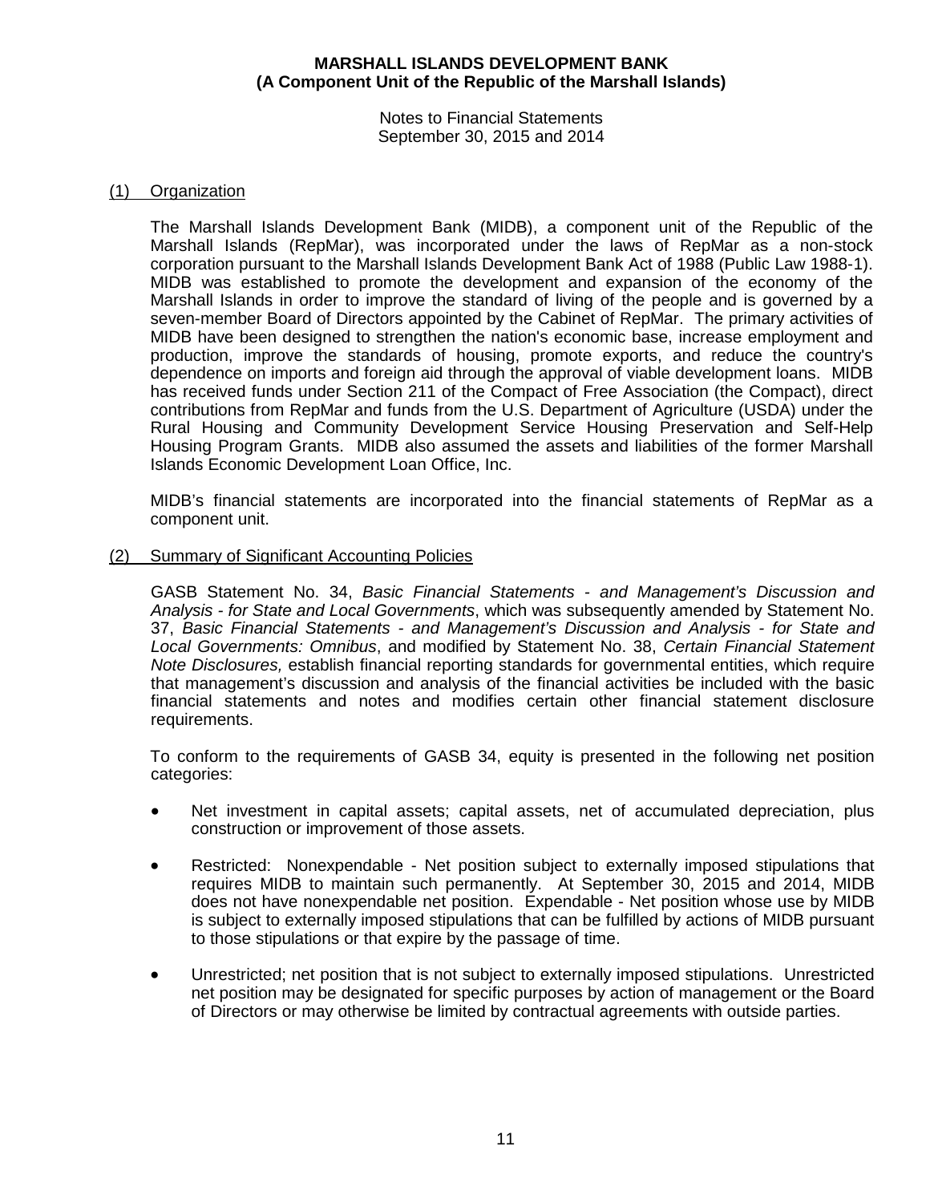# MARSHALL ISLANDS DEVELOPMENT BANK
## (A Component Unit of the Republic of the Marshall Islands)

Notes to Financial Statements
September 30, 2015 and 2014

(1) Organization

The Marshall Islands Development Bank (MIDB), a component unit of the Republic of the Marshall Islands (RepMar), was incorporated under the laws of RepMar as a non-stock corporation pursuant to the Marshall Islands Development Bank Act of 1988 (Public Law 1988-1). MIDB was established to promote the development and expansion of the economy of the Marshall Islands in order to improve the standard of living of the people and is governed by a seven-member Board of Directors appointed by the Cabinet of RepMar. The primary activities of MIDB have been designed to strengthen the nation's economic base, increase employment and production, improve the standards of housing, promote exports, and reduce the country's dependence on imports and foreign aid through the approval of viable development loans. MIDB has received funds under Section 211 of the Compact of Free Association (the Compact), direct contributions from RepMar and funds from the U.S. Department of Agriculture (USDA) under the Rural Housing and Community Development Service Housing Preservation and Self-Help Housing Program Grants. MIDB also assumed the assets and liabilities of the former Marshall Islands Economic Development Loan Office, Inc.

MIDB's financial statements are incorporated into the financial statements of RepMar as a component unit.

(2) Summary of Significant Accounting Policies

GASB Statement No. 34, *Basic Financial Statements - and Management's Discussion and Analysis - for State and Local Governments*, which was subsequently amended by Statement No. 37, *Basic Financial Statements - and Management's Discussion and Analysis - for State and Local Governments: Omnibus*, and modified by Statement No. 38, *Certain Financial Statement Note Disclosures,* establish financial reporting standards for governmental entities, which require that management's discussion and analysis of the financial activities be included with the basic financial statements and notes and modifies certain other financial statement disclosure requirements.

To conform to the requirements of GASB 34, equity is presented in the following net position categories:

- Net investment in capital assets; capital assets, net of accumulated depreciation, plus construction or improvement of those assets.
- Restricted: Nonexpendable - Net position subject to externally imposed stipulations that requires MIDB to maintain such permanently. At September 30, 2015 and 2014, MIDB does not have nonexpendable net position. Expendable - Net position whose use by MIDB is subject to externally imposed stipulations that can be fulfilled by actions of MIDB pursuant to those stipulations or that expire by the passage of time.
- Unrestricted; net position that is not subject to externally imposed stipulations. Unrestricted net position may be designated for specific purposes by action of management or the Board of Directors or may otherwise be limited by contractual agreements with outside parties.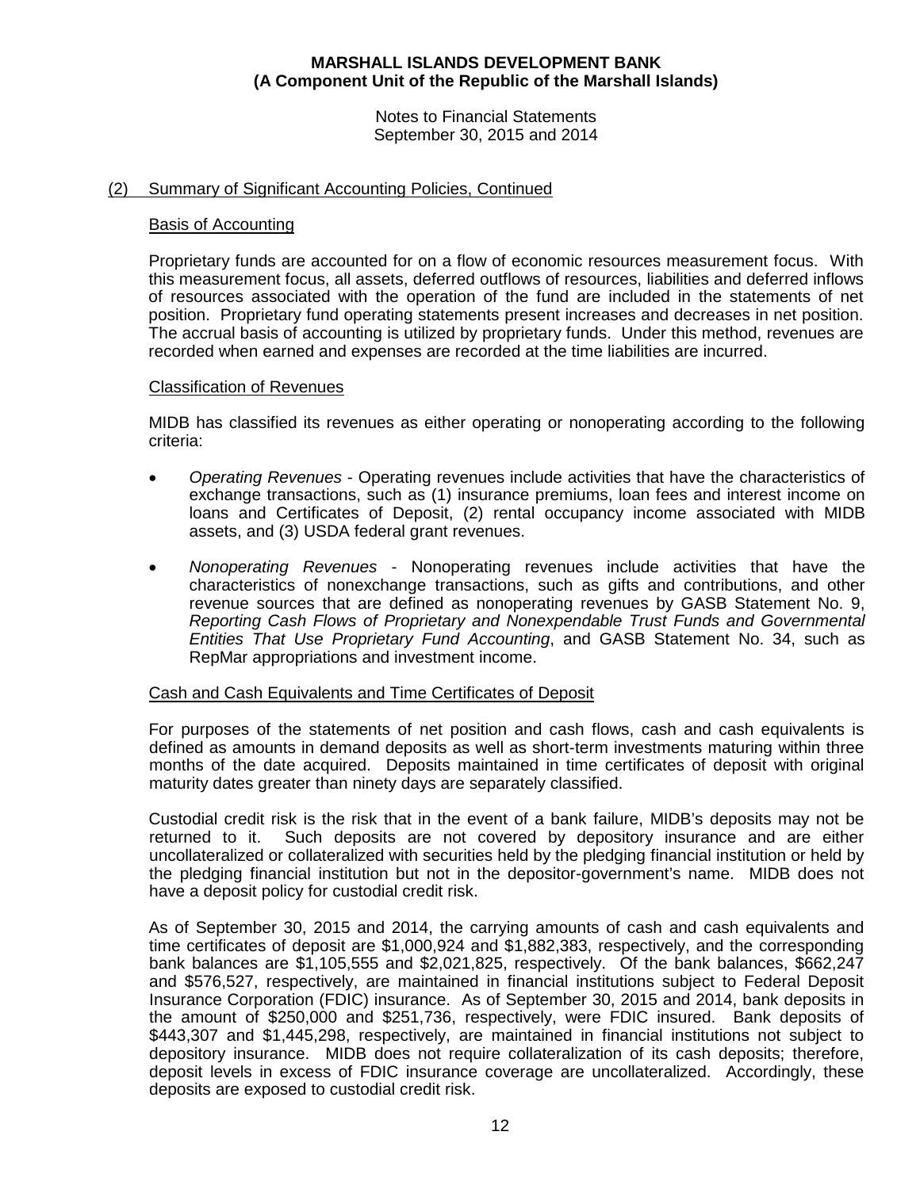## (2) Summary of Significant Accounting Policies, Continued

### Basis of Accounting

Proprietary funds are accounted for on a flow of economic resources measurement focus. With this measurement focus, all assets, deferred outflows of resources, liabilities and deferred inflows of resources associated with the operation of the fund are included in the statements of net position. Proprietary fund operating statements present increases and decreases in net position. The accrual basis of accounting is utilized by proprietary funds. Under this method, revenues are recorded when earned and expenses are recorded at the time liabilities are incurred.

### Classification of Revenues

MIDB has classified its revenues as either operating or nonoperating according to the following criteria:

- *Operating Revenues* - Operating revenues include activities that have the characteristics of exchange transactions, such as (1) insurance premiums, loan fees and interest income on loans and Certificates of Deposit, (2) rental occupancy income associated with MIDB assets, and (3) USDA federal grant revenues.

- *Nonoperating Revenues* - Nonoperating revenues include activities that have the characteristics of nonexchange transactions, such as gifts and contributions, and other revenue sources that are defined as nonoperating revenues by GASB Statement No. 9, *Reporting Cash Flows of Proprietary and Nonexpendable Trust Funds and Governmental Entities That Use Proprietary Fund Accounting*, and GASB Statement No. 34, such as RepMar appropriations and investment income.

### Cash and Cash Equivalents and Time Certificates of Deposit

For purposes of the statements of net position and cash flows, cash and cash equivalents is defined as amounts in demand deposits as well as short-term investments maturing within three months of the date acquired. Deposits maintained in time certificates of deposit with original maturity dates greater than ninety days are separately classified.

Custodial credit risk is the risk that in the event of a bank failure, MIDB's deposits may not be returned to it. Such deposits are not covered by depository insurance and are either uncollateralized or collateralized with securities held by the pledging financial institution or held by the pledging financial institution but not in the depositor-government's name. MIDB does not have a deposit policy for custodial credit risk.

As of September 30, 2015 and 2014, the carrying amounts of cash and cash equivalents and time certificates of deposit are $1,000,924 and $1,882,383, respectively, and the corresponding bank balances are $1,105,555 and $2,021,825, respectively. Of the bank balances, $662,247 and $576,527, respectively, are maintained in financial institutions subject to Federal Deposit Insurance Corporation (FDIC) insurance. As of September 30, 2015 and 2014, bank deposits in the amount of $250,000 and $251,736, respectively, were FDIC insured. Bank deposits of $443,307 and $1,445,298, respectively, are maintained in financial institutions not subject to depository insurance. MIDB does not require collateralization of its cash deposits; therefore, deposit levels in excess of FDIC insurance coverage are uncollateralized. Accordingly, these deposits are exposed to custodial credit risk.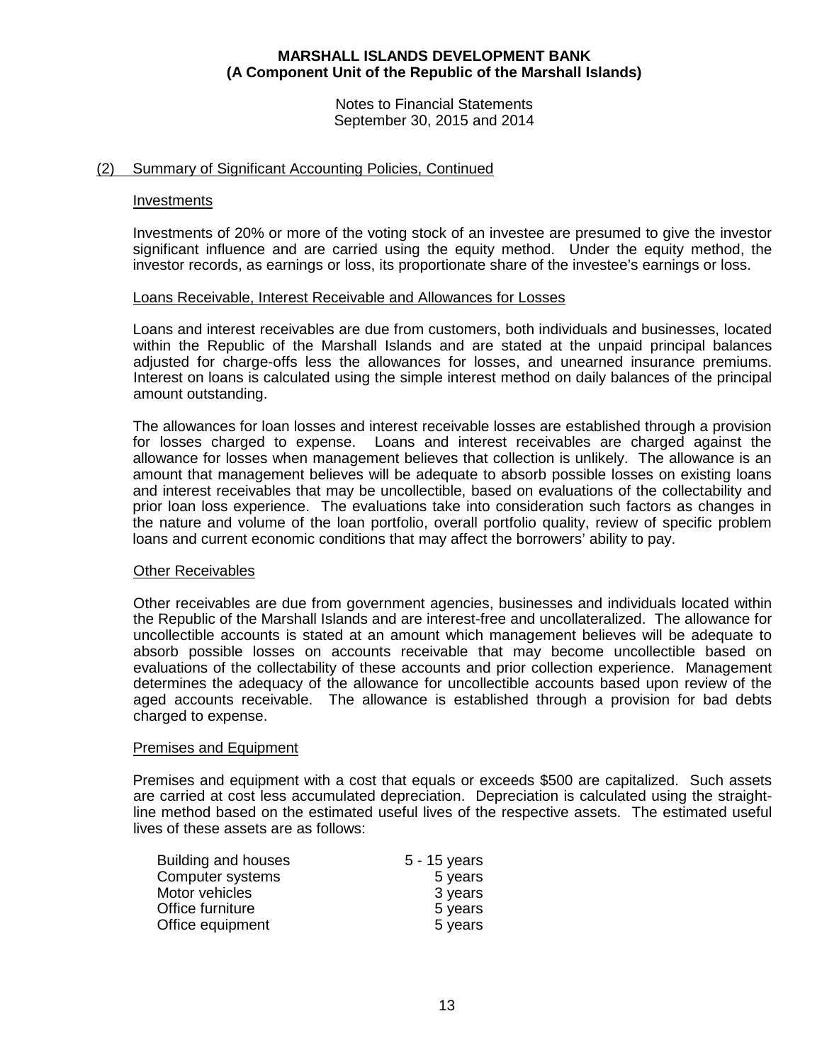## (2) Summary of Significant Accounting Policies, Continued

### Investments

Investments of 20% or more of the voting stock of an investee are presumed to give the investor significant influence and are carried using the equity method. Under the equity method, the investor records, as earnings or loss, its proportionate share of the investee's earnings or loss.

### Loans Receivable, Interest Receivable and Allowances for Losses

Loans and interest receivables are due from customers, both individuals and businesses, located within the Republic of the Marshall Islands and are stated at the unpaid principal balances adjusted for charge-offs less the allowances for losses, and unearned insurance premiums. Interest on loans is calculated using the simple interest method on daily balances of the principal amount outstanding.

The allowances for loan losses and interest receivable losses are established through a provision for losses charged to expense. Loans and interest receivables are charged against the allowance for losses when management believes that collection is unlikely. The allowance is an amount that management believes will be adequate to absorb possible losses on existing loans and interest receivables that may be uncollectible, based on evaluations of the collectability and prior loan loss experience. The evaluations take into consideration such factors as changes in the nature and volume of the loan portfolio, overall portfolio quality, review of specific problem loans and current economic conditions that may affect the borrowers' ability to pay.

### Other Receivables

Other receivables are due from government agencies, businesses and individuals located within the Republic of the Marshall Islands and are interest-free and uncollateralized. The allowance for uncollectible accounts is stated at an amount which management believes will be adequate to absorb possible losses on accounts receivable that may become uncollectible based on evaluations of the collectability of these accounts and prior collection experience. Management determines the adequacy of the allowance for uncollectible accounts based upon review of the aged accounts receivable. The allowance is established through a provision for bad debts charged to expense.

### Premises and Equipment

Premises and equipment with a cost that equals or exceeds $500 are capitalized. Such assets are carried at cost less accumulated depreciation. Depreciation is calculated using the straight-line method based on the estimated useful lives of the respective assets. The estimated useful lives of these assets are as follows:

| | |
|---|---|
| Building and houses | 5 - 15 years |
| Computer systems | 5 years |
| Motor vehicles | 3 years |
| Office furniture | 5 years |
| Office equipment | 5 years |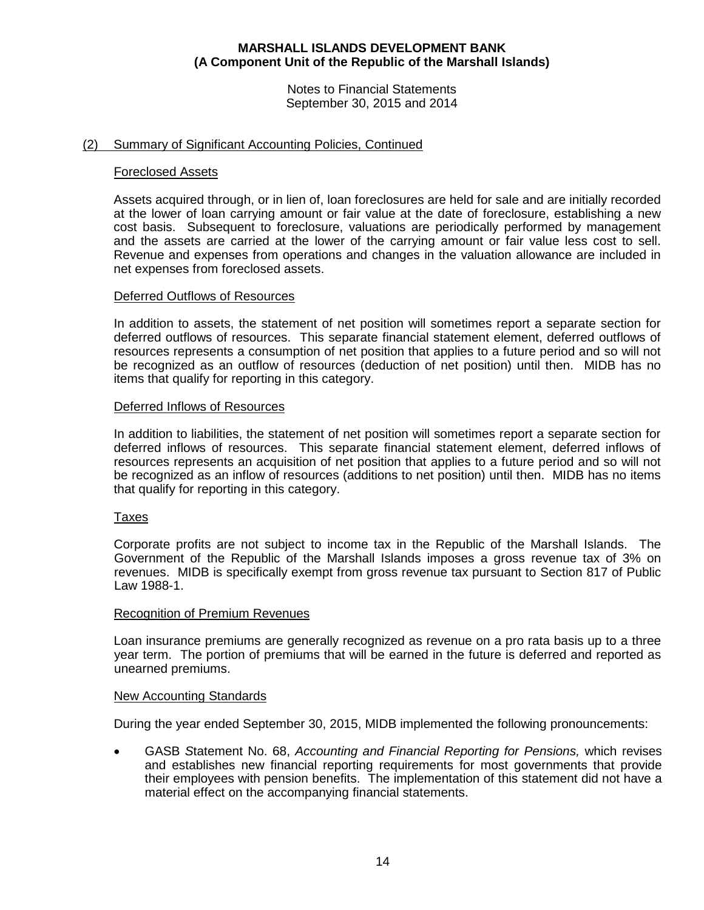## (2) Summary of Significant Accounting Policies, Continued

### Foreclosed Assets

Assets acquired through, or in lien of, loan foreclosures are held for sale and are initially recorded at the lower of loan carrying amount or fair value at the date of foreclosure, establishing a new cost basis. Subsequent to foreclosure, valuations are periodically performed by management and the assets are carried at the lower of the carrying amount or fair value less cost to sell. Revenue and expenses from operations and changes in the valuation allowance are included in net expenses from foreclosed assets.

### Deferred Outflows of Resources

In addition to assets, the statement of net position will sometimes report a separate section for deferred outflows of resources. This separate financial statement element, deferred outflows of resources represents a consumption of net position that applies to a future period and so will not be recognized as an outflow of resources (deduction of net position) until then. MIDB has no items that qualify for reporting in this category.

### Deferred Inflows of Resources

In addition to liabilities, the statement of net position will sometimes report a separate section for deferred inflows of resources. This separate financial statement element, deferred inflows of resources represents an acquisition of net position that applies to a future period and so will not be recognized as an inflow of resources (additions to net position) until then. MIDB has no items that qualify for reporting in this category.

### Taxes

Corporate profits are not subject to income tax in the Republic of the Marshall Islands. The Government of the Republic of the Marshall Islands imposes a gross revenue tax of 3% on revenues. MIDB is specifically exempt from gross revenue tax pursuant to Section 817 of Public Law 1988-1.

### Recognition of Premium Revenues

Loan insurance premiums are generally recognized as revenue on a pro rata basis up to a three year term. The portion of premiums that will be earned in the future is deferred and reported as unearned premiums.

### New Accounting Standards

During the year ended September 30, 2015, MIDB implemented the following pronouncements:

- GASB Statement No. 68, *Accounting and Financial Reporting for Pensions,* which revises and establishes new financial reporting requirements for most governments that provide their employees with pension benefits. The implementation of this statement did not have a material effect on the accompanying financial statements.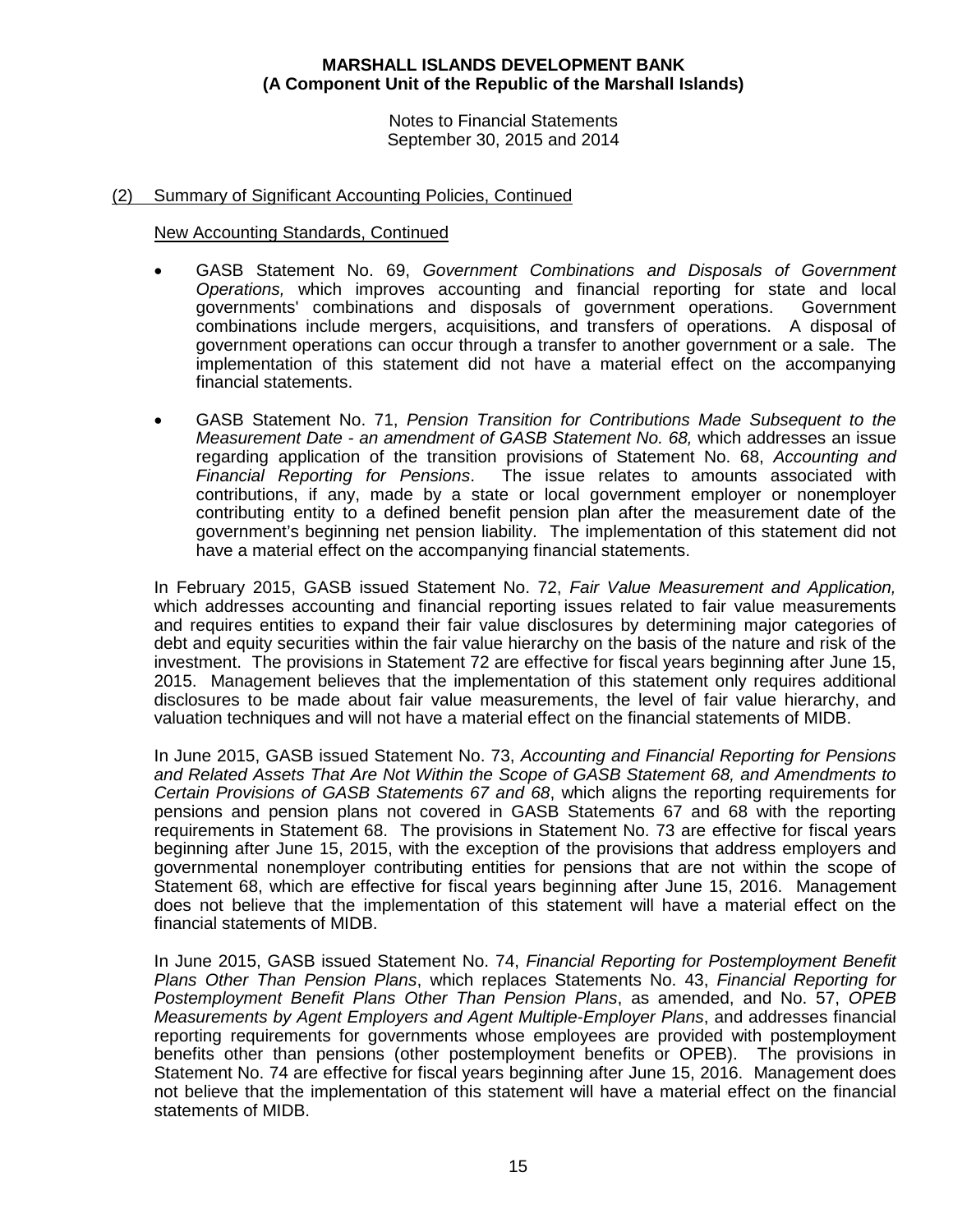## (2) Summary of Significant Accounting Policies, Continued

### New Accounting Standards, Continued

- GASB Statement No. 69, *Government Combinations and Disposals of Government Operations,* which improves accounting and financial reporting for state and local governments' combinations and disposals of government operations. Government combinations include mergers, acquisitions, and transfers of operations. A disposal of government operations can occur through a transfer to another government or a sale. The implementation of this statement did not have a material effect on the accompanying financial statements.

- GASB Statement No. 71, *Pension Transition for Contributions Made Subsequent to the Measurement Date - an amendment of GASB Statement No. 68,* which addresses an issue regarding application of the transition provisions of Statement No. 68, *Accounting and Financial Reporting for Pensions*. The issue relates to amounts associated with contributions, if any, made by a state or local government employer or nonemployer contributing entity to a defined benefit pension plan after the measurement date of the government's beginning net pension liability. The implementation of this statement did not have a material effect on the accompanying financial statements.

In February 2015, GASB issued Statement No. 72, *Fair Value Measurement and Application,* which addresses accounting and financial reporting issues related to fair value measurements and requires entities to expand their fair value disclosures by determining major categories of debt and equity securities within the fair value hierarchy on the basis of the nature and risk of the investment. The provisions in Statement 72 are effective for fiscal years beginning after June 15, 2015. Management believes that the implementation of this statement only requires additional disclosures to be made about fair value measurements, the level of fair value hierarchy, and valuation techniques and will not have a material effect on the financial statements of MIDB.

In June 2015, GASB issued Statement No. 73, *Accounting and Financial Reporting for Pensions and Related Assets That Are Not Within the Scope of GASB Statement 68, and Amendments to Certain Provisions of GASB Statements 67 and 68*, which aligns the reporting requirements for pensions and pension plans not covered in GASB Statements 67 and 68 with the reporting requirements in Statement 68. The provisions in Statement No. 73 are effective for fiscal years beginning after June 15, 2015, with the exception of the provisions that address employers and governmental nonemployer contributing entities for pensions that are not within the scope of Statement 68, which are effective for fiscal years beginning after June 15, 2016. Management does not believe that the implementation of this statement will have a material effect on the financial statements of MIDB.

In June 2015, GASB issued Statement No. 74, *Financial Reporting for Postemployment Benefit Plans Other Than Pension Plans*, which replaces Statements No. 43, *Financial Reporting for Postemployment Benefit Plans Other Than Pension Plans*, as amended, and No. 57, *OPEB Measurements by Agent Employers and Agent Multiple-Employer Plans*, and addresses financial reporting requirements for governments whose employees are provided with postemployment benefits other than pensions (other postemployment benefits or OPEB). The provisions in Statement No. 74 are effective for fiscal years beginning after June 15, 2016. Management does not believe that the implementation of this statement will have a material effect on the financial statements of MIDB.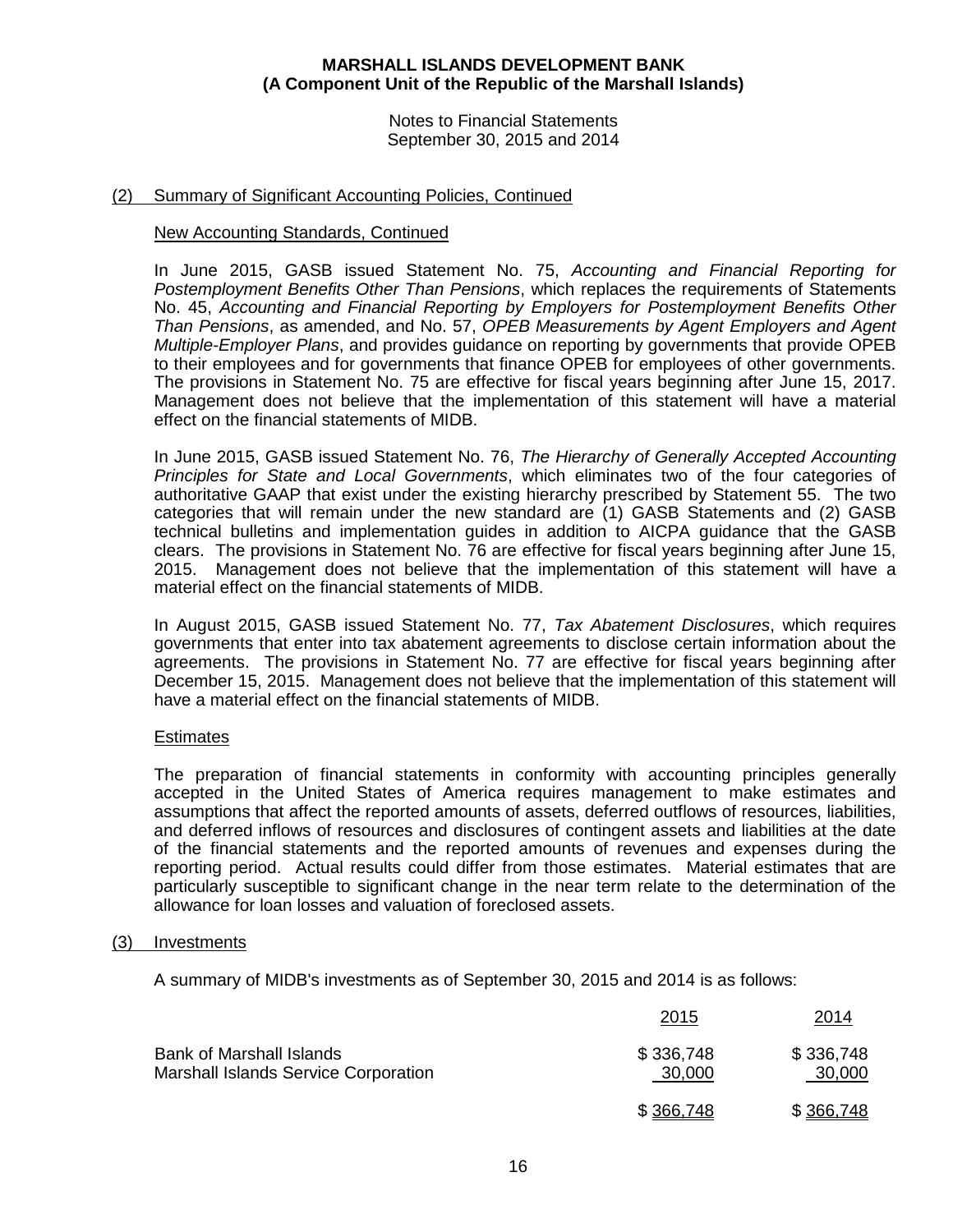## (2) Summary of Significant Accounting Policies, Continued

### New Accounting Standards, Continued

In June 2015, GASB issued Statement No. 75, *Accounting and Financial Reporting for Postemployment Benefits Other Than Pensions*, which replaces the requirements of Statements No. 45, *Accounting and Financial Reporting by Employers for Postemployment Benefits Other Than Pensions*, as amended, and No. 57, *OPEB Measurements by Agent Employers and Agent Multiple-Employer Plans*, and provides guidance on reporting by governments that provide OPEB to their employees and for governments that finance OPEB for employees of other governments. The provisions in Statement No. 75 are effective for fiscal years beginning after June 15, 2017. Management does not believe that the implementation of this statement will have a material effect on the financial statements of MIDB.

In June 2015, GASB issued Statement No. 76, *The Hierarchy of Generally Accepted Accounting Principles for State and Local Governments*, which eliminates two of the four categories of authoritative GAAP that exist under the existing hierarchy prescribed by Statement 55. The two categories that will remain under the new standard are (1) GASB Statements and (2) GASB technical bulletins and implementation guides in addition to AICPA guidance that the GASB clears. The provisions in Statement No. 76 are effective for fiscal years beginning after June 15, 2015. Management does not believe that the implementation of this statement will have a material effect on the financial statements of MIDB.

In August 2015, GASB issued Statement No. 77, *Tax Abatement Disclosures*, which requires governments that enter into tax abatement agreements to disclose certain information about the agreements. The provisions in Statement No. 77 are effective for fiscal years beginning after December 15, 2015. Management does not believe that the implementation of this statement will have a material effect on the financial statements of MIDB.

### Estimates

The preparation of financial statements in conformity with accounting principles generally accepted in the United States of America requires management to make estimates and assumptions that affect the reported amounts of assets, deferred outflows of resources, liabilities, and deferred inflows of resources and disclosures of contingent assets and liabilities at the date of the financial statements and the reported amounts of revenues and expenses during the reporting period. Actual results could differ from those estimates. Material estimates that are particularly susceptible to significant change in the near term relate to the determination of the allowance for loan losses and valuation of foreclosed assets.

## (3) Investments

A summary of MIDB's investments as of September 30, 2015 and 2014 is as follows:

| | 2015 | 2014 |
|---|---|---|
| Bank of Marshall Islands | $ 336,748 | $ 336,748 |
| Marshall Islands Service Corporation | 30,000 | 30,000 |
| | $ 366,748 | $ 366,748 |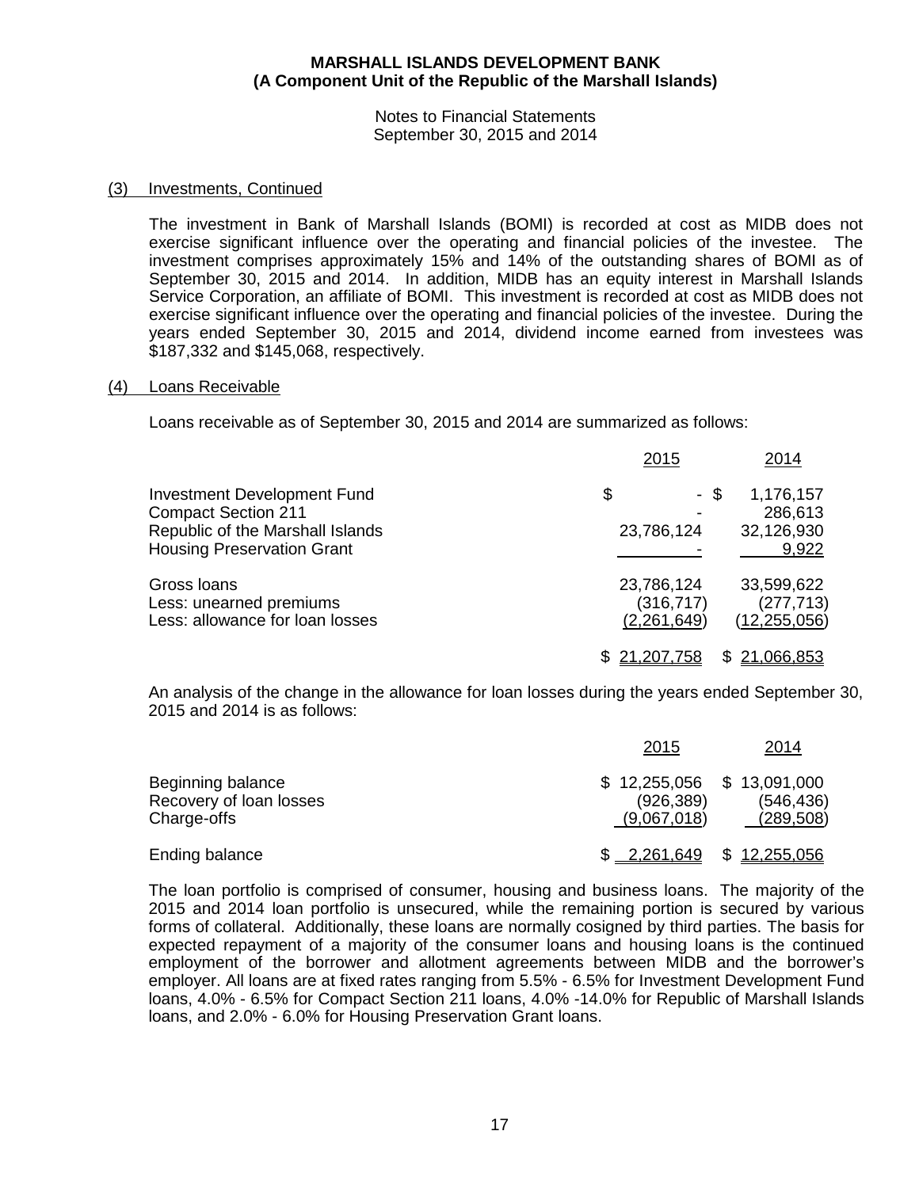**MARSHALL ISLANDS DEVELOPMENT BANK**
**(A Component Unit of the Republic of the Marshall Islands)**

Notes to Financial Statements
September 30, 2015 and 2014

(3) Investments, Continued

The investment in Bank of Marshall Islands (BOMI) is recorded at cost as MIDB does not exercise significant influence over the operating and financial policies of the investee. The investment comprises approximately 15% and 14% of the outstanding shares of BOMI as of September 30, 2015 and 2014. In addition, MIDB has an equity interest in Marshall Islands Service Corporation, an affiliate of BOMI. This investment is recorded at cost as MIDB does not exercise significant influence over the operating and financial policies of the investee. During the years ended September 30, 2015 and 2014, dividend income earned from investees was $187,332 and $145,068, respectively.

(4) Loans Receivable

Loans receivable as of September 30, 2015 and 2014 are summarized as follows:

| | 2015 | 2014 |
|---|---|---|
| Investment Development Fund | $ - | $ 1,176,157 |
| Compact Section 211 | - | 286,613 |
| Republic of the Marshall Islands | 23,786,124 | 32,126,930 |
| Housing Preservation Grant | - | 9,922 |
| Gross loans | 23,786,124 | 33,599,622 |
| Less: unearned premiums | (316,717) | (277,713) |
| Less: allowance for loan losses | (2,261,649) | (12,255,056) |
| | $ 21,207,758 | $ 21,066,853 |

An analysis of the change in the allowance for loan losses during the years ended September 30, 2015 and 2014 is as follows:

| | 2015 | 2014 |
|---|---|---|
| Beginning balance | $ 12,255,056 | $ 13,091,000 |
| Recovery of loan losses | (926,389) | (546,436) |
| Charge-offs | (9,067,018) | (289,508) |
| Ending balance | $ 2,261,649 | $ 12,255,056 |

The loan portfolio is comprised of consumer, housing and business loans. The majority of the 2015 and 2014 loan portfolio is unsecured, while the remaining portion is secured by various forms of collateral. Additionally, these loans are normally cosigned by third parties. The basis for expected repayment of a majority of the consumer loans and housing loans is the continued employment of the borrower and allotment agreements between MIDB and the borrower's employer. All loans are at fixed rates ranging from 5.5% - 6.5% for Investment Development Fund loans, 4.0% - 6.5% for Compact Section 211 loans, 4.0% -14.0% for Republic of Marshall Islands loans, and 2.0% - 6.0% for Housing Preservation Grant loans.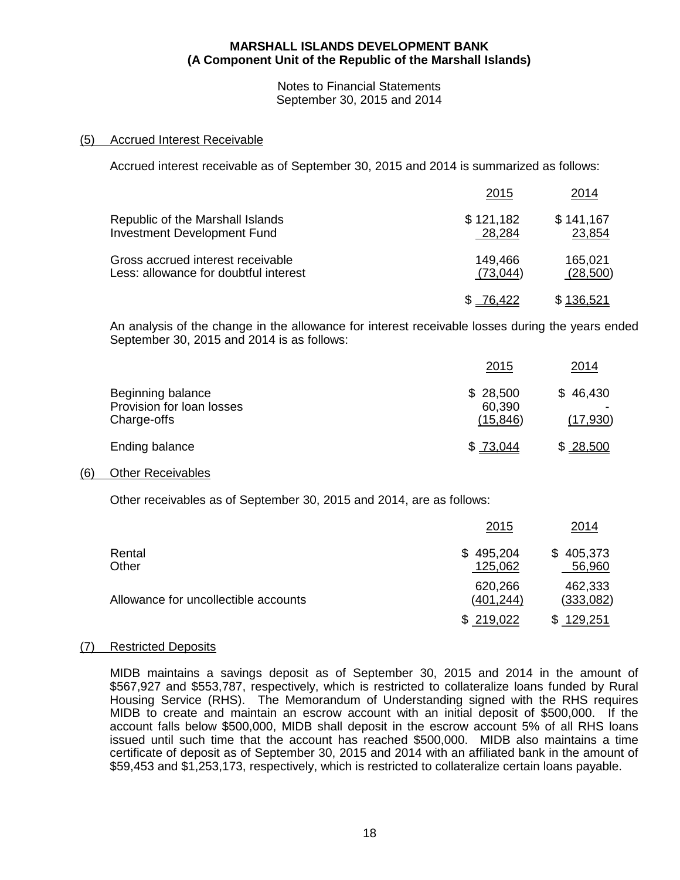**MARSHALL ISLANDS DEVELOPMENT BANK**
**(A Component Unit of the Republic of the Marshall Islands)**

Notes to Financial Statements
September 30, 2015 and 2014

## (5) Accrued Interest Receivable

Accrued interest receivable as of September 30, 2015 and 2014 is summarized as follows:

| | 2015 | 2014 |
|---|---|---|
| Republic of the Marshall Islands | $ 121,182 | $ 141,167 |
| Investment Development Fund | 28,284 | 23,854 |
| Gross accrued interest receivable | 149,466 | 165,021 |
| Less: allowance for doubtful interest | (73,044) | (28,500) |
| | $ 76,422 | $ 136,521 |

An analysis of the change in the allowance for interest receivable losses during the years ended September 30, 2015 and 2014 is as follows:

| | 2015 | 2014 |
|---|---|---|
| Beginning balance | $ 28,500 | $ 46,430 |
| Provision for loan losses | 60,390 | - |
| Charge-offs | (15,846) | (17,930) |
| Ending balance | $ 73,044 | $ 28,500 |

## (6) Other Receivables

Other receivables as of September 30, 2015 and 2014, are as follows:

| | 2015 | 2014 |
|---|---|---|
| Rental | $ 495,204 | $ 405,373 |
| Other | 125,062 | 56,960 |
| | 620,266 | 462,333 |
| Allowance for uncollectible accounts | (401,244) | (333,082) |
| | $ 219,022 | $ 129,251 |

## (7) Restricted Deposits

MIDB maintains a savings deposit as of September 30, 2015 and 2014 in the amount of $567,927 and $553,787, respectively, which is restricted to collateralize loans funded by Rural Housing Service (RHS). The Memorandum of Understanding signed with the RHS requires MIDB to create and maintain an escrow account with an initial deposit of $500,000. If the account falls below $500,000, MIDB shall deposit in the escrow account 5% of all RHS loans issued until such time that the account has reached $500,000. MIDB also maintains a time certificate of deposit as of September 30, 2015 and 2014 with an affiliated bank in the amount of $59,453 and $1,253,173, respectively, which is restricted to collateralize certain loans payable.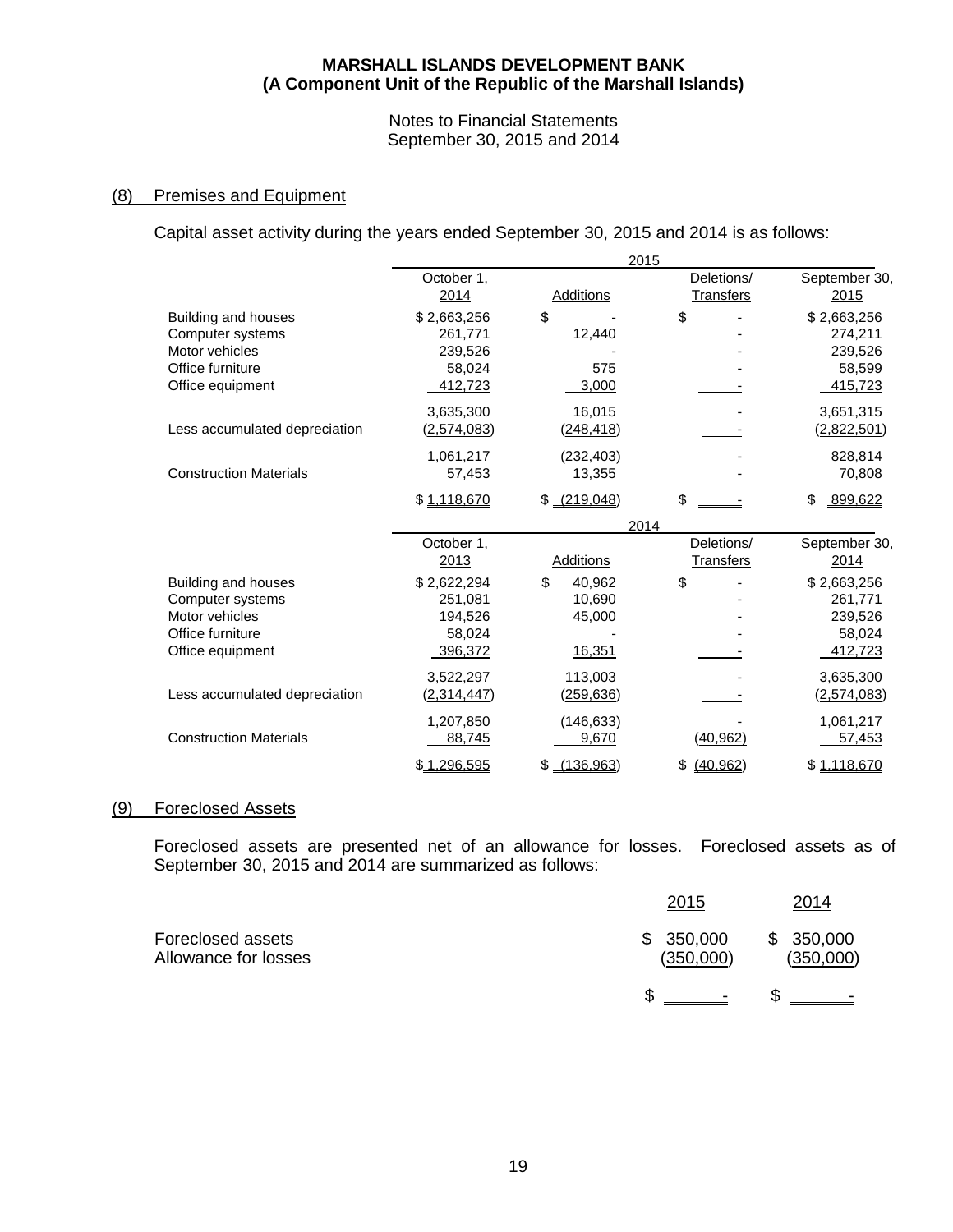**MARSHALL ISLANDS DEVELOPMENT BANK**
**(A Component Unit of the Republic of the Marshall Islands)**

Notes to Financial Statements
September 30, 2015 and 2014

## (8) Premises and Equipment

Capital asset activity during the years ended September 30, 2015 and 2014 is as follows:

| | 2015 | | | |
|---|---|---|---|---|
| | October 1, 2014 | Additions | Deletions/ Transfers | September 30, 2015 |
| Building and houses | $ 2,663,256 | $ - | $ - | $ 2,663,256 |
| Computer systems | 261,771 | 12,440 | - | 274,211 |
| Motor vehicles | 239,526 | - | - | 239,526 |
| Office furniture | 58,024 | 575 | - | 58,599 |
| Office equipment | 412,723 | 3,000 | - | 415,723 |
| | 3,635,300 | 16,015 | - | 3,651,315 |
| Less accumulated depreciation | (2,574,083) | (248,418) | - | (2,822,501) |
| | 1,061,217 | (232,403) | - | 828,814 |
| Construction Materials | 57,453 | 13,355 | - | 70,808 |
| | $ 1,118,670 | $ (219,048) | $ - | $ 899,622 |

| | 2014 | | | |
|---|---|---|---|---|
| | October 1, 2013 | Additions | Deletions/ Transfers | September 30, 2014 |
| Building and houses | $ 2,622,294 | $ 40,962 | $ - | $ 2,663,256 |
| Computer systems | 251,081 | 10,690 | - | 261,771 |
| Motor vehicles | 194,526 | 45,000 | - | 239,526 |
| Office furniture | 58,024 | - | - | 58,024 |
| Office equipment | 396,372 | 16,351 | - | 412,723 |
| | 3,522,297 | 113,003 | - | 3,635,300 |
| Less accumulated depreciation | (2,314,447) | (259,636) | - | (2,574,083) |
| | 1,207,850 | (146,633) | - | 1,061,217 |
| Construction Materials | 88,745 | 9,670 | (40,962) | 57,453 |
| | $ 1,296,595 | $ (136,963) | $ (40,962) | $ 1,118,670 |

## (9) Foreclosed Assets

Foreclosed assets are presented net of an allowance for losses. Foreclosed assets as of September 30, 2015 and 2014 are summarized as follows:

| | 2015 | 2014 |
|---|---|---|
| Foreclosed assets | $ 350,000 | $ 350,000 |
| Allowance for losses | (350,000) | (350,000) |
| | $ - | $ - |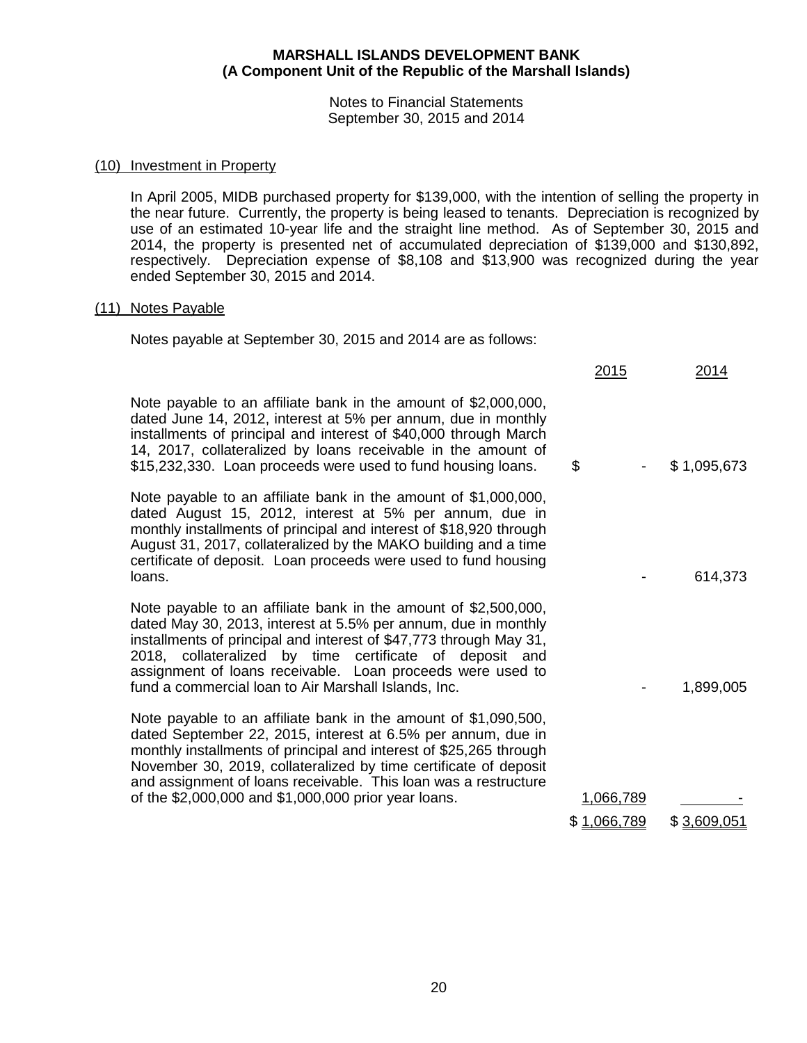## (10) Investment in Property

In April 2005, MIDB purchased property for $139,000, with the intention of selling the property in the near future. Currently, the property is being leased to tenants. Depreciation is recognized by use of an estimated 10-year life and the straight line method. As of September 30, 2015 and 2014, the property is presented net of accumulated depreciation of $139,000 and $130,892, respectively. Depreciation expense of $8,108 and $13,900 was recognized during the year ended September 30, 2015 and 2014.

## (11) Notes Payable

Notes payable at September 30, 2015 and 2014 are as follows:

| | 2015 | 2014 |
|---|---|---|
| Note payable to an affiliate bank in the amount of $2,000,000, dated June 14, 2012, interest at 5% per annum, due in monthly installments of principal and interest of $40,000 through March 14, 2017, collateralized by loans receivable in the amount of $15,232,330. Loan proceeds were used to fund housing loans. | $ - | $ 1,095,673 |
| Note payable to an affiliate bank in the amount of $1,000,000, dated August 15, 2012, interest at 5% per annum, due in monthly installments of principal and interest of $18,920 through August 31, 2017, collateralized by the MAKO building and a time certificate of deposit. Loan proceeds were used to fund housing loans. | - | 614,373 |
| Note payable to an affiliate bank in the amount of $2,500,000, dated May 30, 2013, interest at 5.5% per annum, due in monthly installments of principal and interest of $47,773 through May 31, 2018, collateralized by time certificate of deposit and assignment of loans receivable. Loan proceeds were used to fund a commercial loan to Air Marshall Islands, Inc. | - | 1,899,005 |
| Note payable to an affiliate bank in the amount of $1,090,500, dated September 22, 2015, interest at 6.5% per annum, due in monthly installments of principal and interest of $25,265 through November 30, 2019, collateralized by time certificate of deposit and assignment of loans receivable. This loan was a restructure of the $2,000,000 and $1,000,000 prior year loans. | 1,066,789 | - |
| | $ 1,066,789 | $ 3,609,051 |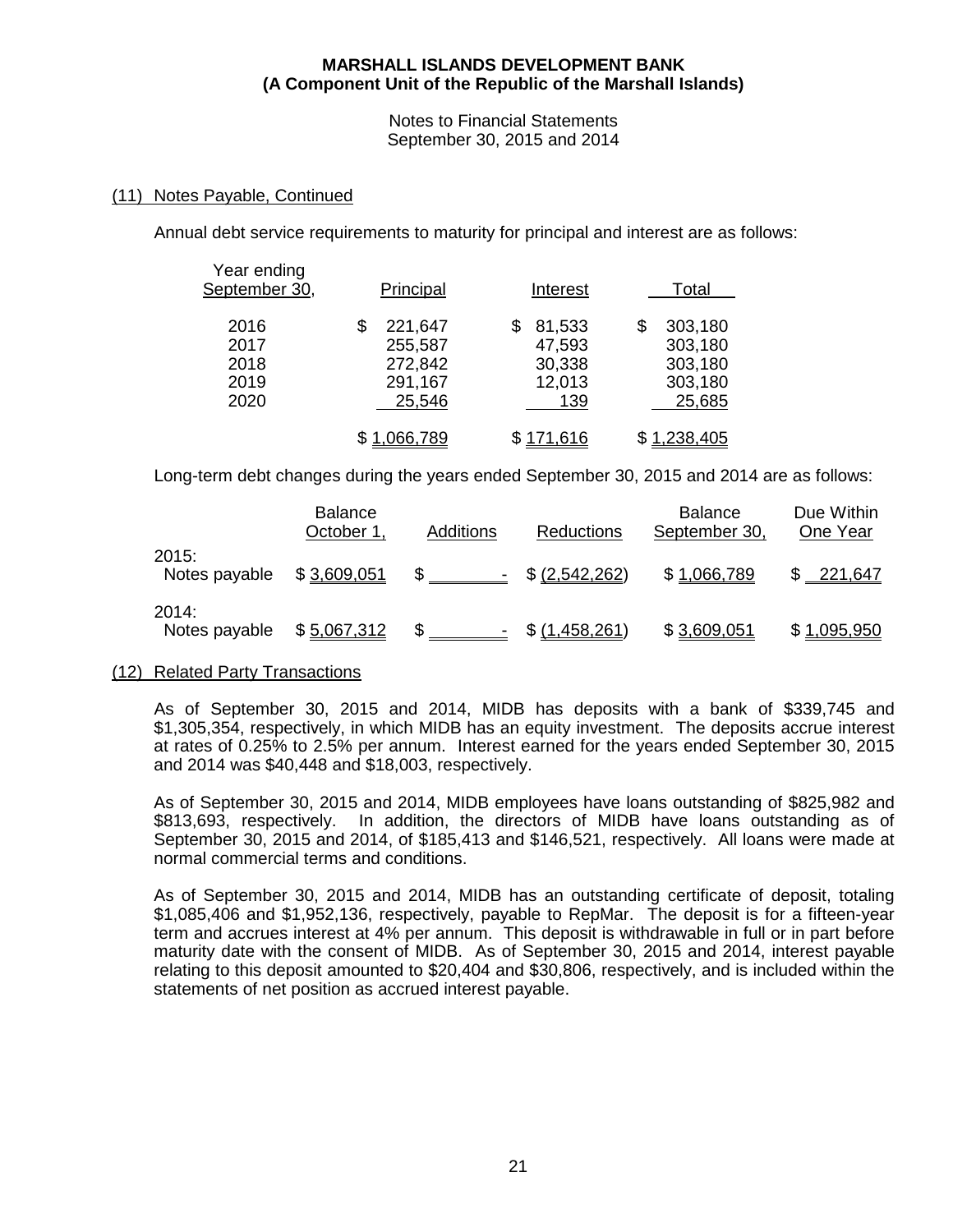**MARSHALL ISLANDS DEVELOPMENT BANK**
**(A Component Unit of the Republic of the Marshall Islands)**

Notes to Financial Statements
September 30, 2015 and 2014

## (11) Notes Payable, Continued

Annual debt service requirements to maturity for principal and interest are as follows:

| Year ending September 30, | Principal | Interest | Total |
|---|---|---|---|
| 2016 | $ 221,647 | $ 81,533 | $ 303,180 |
| 2017 | 255,587 | 47,593 | 303,180 |
| 2018 | 272,842 | 30,338 | 303,180 |
| 2019 | 291,167 | 12,013 | 303,180 |
| 2020 | 25,546 | 139 | 25,685 |
| | $ 1,066,789 | $ 171,616 | $ 1,238,405 |

Long-term debt changes during the years ended September 30, 2015 and 2014 are as follows:

| | Balance October 1, | Additions | Reductions | Balance September 30, | Due Within One Year |
|---|---|---|---|---|---|
| 2015: Notes payable | $ 3,609,051 | $ - | $ (2,542,262) | $ 1,066,789 | $ 221,647 |
| 2014: Notes payable | $ 5,067,312 | $ - | $ (1,458,261) | $ 3,609,051 | $ 1,095,950 |

## (12) Related Party Transactions

As of September 30, 2015 and 2014, MIDB has deposits with a bank of $339,745 and $1,305,354, respectively, in which MIDB has an equity investment. The deposits accrue interest at rates of 0.25% to 2.5% per annum. Interest earned for the years ended September 30, 2015 and 2014 was $40,448 and $18,003, respectively.

As of September 30, 2015 and 2014, MIDB employees have loans outstanding of $825,982 and $813,693, respectively. In addition, the directors of MIDB have loans outstanding as of September 30, 2015 and 2014, of $185,413 and $146,521, respectively. All loans were made at normal commercial terms and conditions.

As of September 30, 2015 and 2014, MIDB has an outstanding certificate of deposit, totaling $1,085,406 and $1,952,136, respectively, payable to RepMar. The deposit is for a fifteen-year term and accrues interest at 4% per annum. This deposit is withdrawable in full or in part before maturity date with the consent of MIDB. As of September 30, 2015 and 2014, interest payable relating to this deposit amounted to $20,404 and $30,806, respectively, and is included within the statements of net position as accrued interest payable.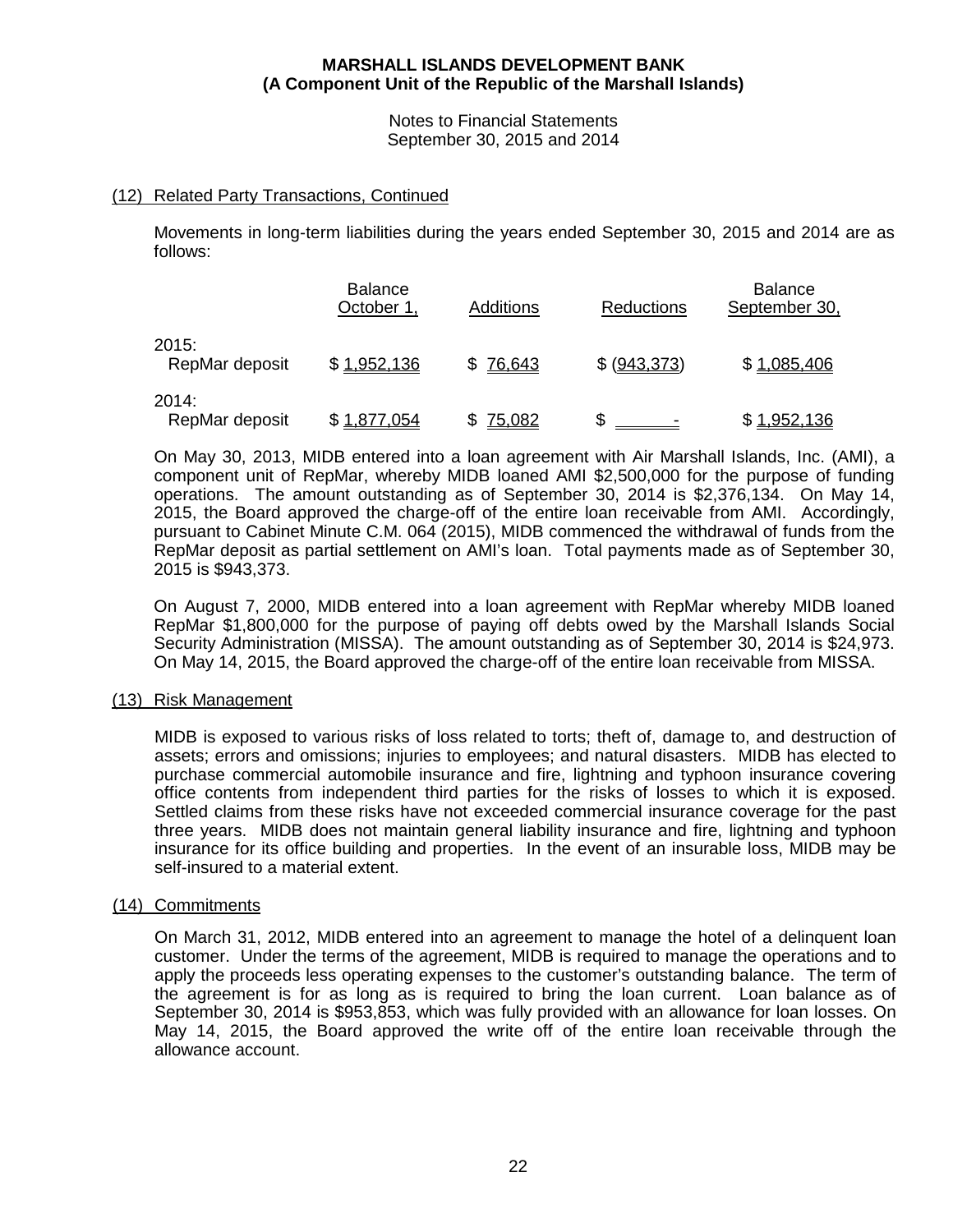**MARSHALL ISLANDS DEVELOPMENT BANK**
**(A Component Unit of the Republic of the Marshall Islands)**

Notes to Financial Statements
September 30, 2015 and 2014

## (12) Related Party Transactions, Continued

Movements in long-term liabilities during the years ended September 30, 2015 and 2014 are as follows:

| | Balance October 1, | Additions | Reductions | Balance September 30, |
|---|---|---|---|---|
| 2015: | | | | |
| RepMar deposit | $ 1,952,136 | $ 76,643 | $ (943,373) | $ 1,085,406 |
| 2014: | | | | |
| RepMar deposit | $ 1,877,054 | $ 75,082 | $ - | $ 1,952,136 |

On May 30, 2013, MIDB entered into a loan agreement with Air Marshall Islands, Inc. (AMI), a component unit of RepMar, whereby MIDB loaned AMI $2,500,000 for the purpose of funding operations. The amount outstanding as of September 30, 2014 is $2,376,134. On May 14, 2015, the Board approved the charge-off of the entire loan receivable from AMI. Accordingly, pursuant to Cabinet Minute C.M. 064 (2015), MIDB commenced the withdrawal of funds from the RepMar deposit as partial settlement on AMI's loan. Total payments made as of September 30, 2015 is $943,373.

On August 7, 2000, MIDB entered into a loan agreement with RepMar whereby MIDB loaned RepMar $1,800,000 for the purpose of paying off debts owed by the Marshall Islands Social Security Administration (MISSA). The amount outstanding as of September 30, 2014 is $24,973. On May 14, 2015, the Board approved the charge-off of the entire loan receivable from MISSA.

## (13) Risk Management

MIDB is exposed to various risks of loss related to torts; theft of, damage to, and destruction of assets; errors and omissions; injuries to employees; and natural disasters. MIDB has elected to purchase commercial automobile insurance and fire, lightning and typhoon insurance covering office contents from independent third parties for the risks of losses to which it is exposed. Settled claims from these risks have not exceeded commercial insurance coverage for the past three years. MIDB does not maintain general liability insurance and fire, lightning and typhoon insurance for its office building and properties. In the event of an insurable loss, MIDB may be self-insured to a material extent.

## (14) Commitments

On March 31, 2012, MIDB entered into an agreement to manage the hotel of a delinquent loan customer. Under the terms of the agreement, MIDB is required to manage the operations and to apply the proceeds less operating expenses to the customer's outstanding balance. The term of the agreement is for as long as is required to bring the loan current. Loan balance as of September 30, 2014 is $953,853, which was fully provided with an allowance for loan losses. On May 14, 2015, the Board approved the write off of the entire loan receivable through the allowance account.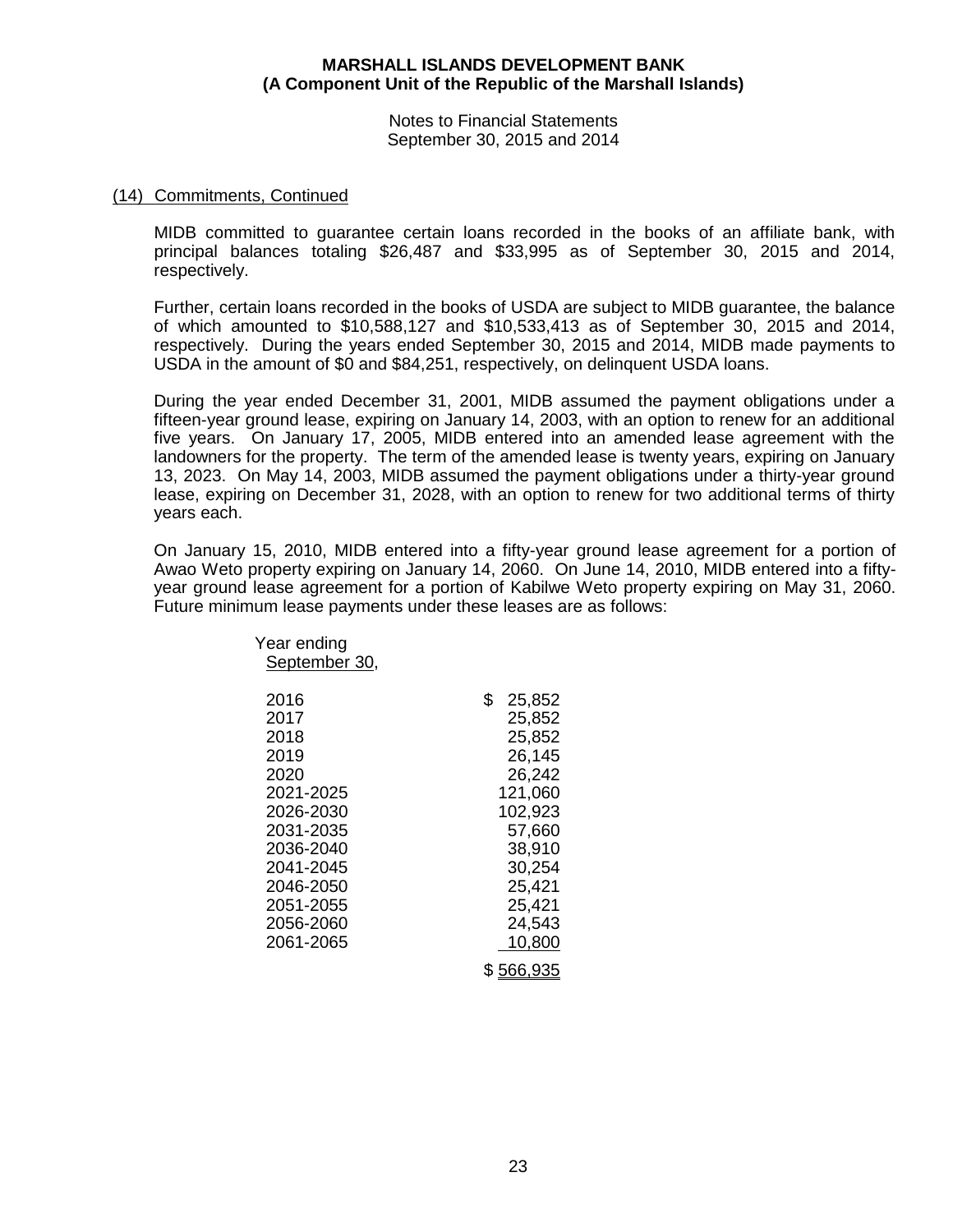(14) Commitments, Continued

MIDB committed to guarantee certain loans recorded in the books of an affiliate bank, with principal balances totaling $26,487 and $33,995 as of September 30, 2015 and 2014, respectively.

Further, certain loans recorded in the books of USDA are subject to MIDB guarantee, the balance of which amounted to $10,588,127 and $10,533,413 as of September 30, 2015 and 2014, respectively. During the years ended September 30, 2015 and 2014, MIDB made payments to USDA in the amount of $0 and $84,251, respectively, on delinquent USDA loans.

During the year ended December 31, 2001, MIDB assumed the payment obligations under a fifteen-year ground lease, expiring on January 14, 2003, with an option to renew for an additional five years. On January 17, 2005, MIDB entered into an amended lease agreement with the landowners for the property. The term of the amended lease is twenty years, expiring on January 13, 2023. On May 14, 2003, MIDB assumed the payment obligations under a thirty-year ground lease, expiring on December 31, 2028, with an option to renew for two additional terms of thirty years each.

On January 15, 2010, MIDB entered into a fifty-year ground lease agreement for a portion of Awao Weto property expiring on January 14, 2060. On June 14, 2010, MIDB entered into a fifty-year ground lease agreement for a portion of Kabilwe Weto property expiring on May 31, 2060. Future minimum lease payments under these leases are as follows:

| Year ending September 30, | |
|---|---|
| 2016 | $ 25,852 |
| 2017 | 25,852 |
| 2018 | 25,852 |
| 2019 | 26,145 |
| 2020 | 26,242 |
| 2021-2025 | 121,060 |
| 2026-2030 | 102,923 |
| 2031-2035 | 57,660 |
| 2036-2040 | 38,910 |
| 2041-2045 | 30,254 |
| 2046-2050 | 25,421 |
| 2051-2055 | 25,421 |
| 2056-2060 | 24,543 |
| 2061-2065 | 10,800 |
| | $ 566,935 |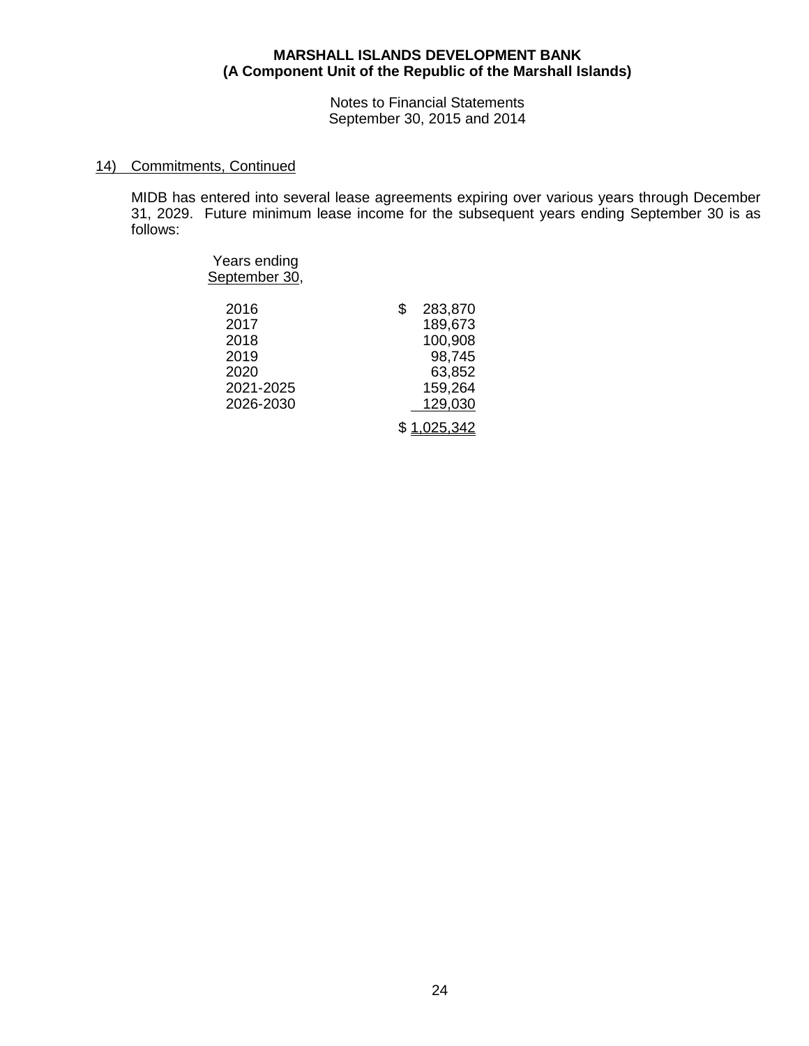**MARSHALL ISLANDS DEVELOPMENT BANK**
**(A Component Unit of the Republic of the Marshall Islands)**

Notes to Financial Statements
September 30, 2015 and 2014

## 14) Commitments, Continued

MIDB has entered into several lease agreements expiring over various years through December 31, 2029. Future minimum lease income for the subsequent years ending September 30 is as follows:

| Years ending September 30, | |
|---|---|
| 2016 | $ 283,870 |
| 2017 | 189,673 |
| 2018 | 100,908 |
| 2019 | 98,745 |
| 2020 | 63,852 |
| 2021-2025 | 159,264 |
| 2026-2030 | 129,030 |
| | $ 1,025,342 |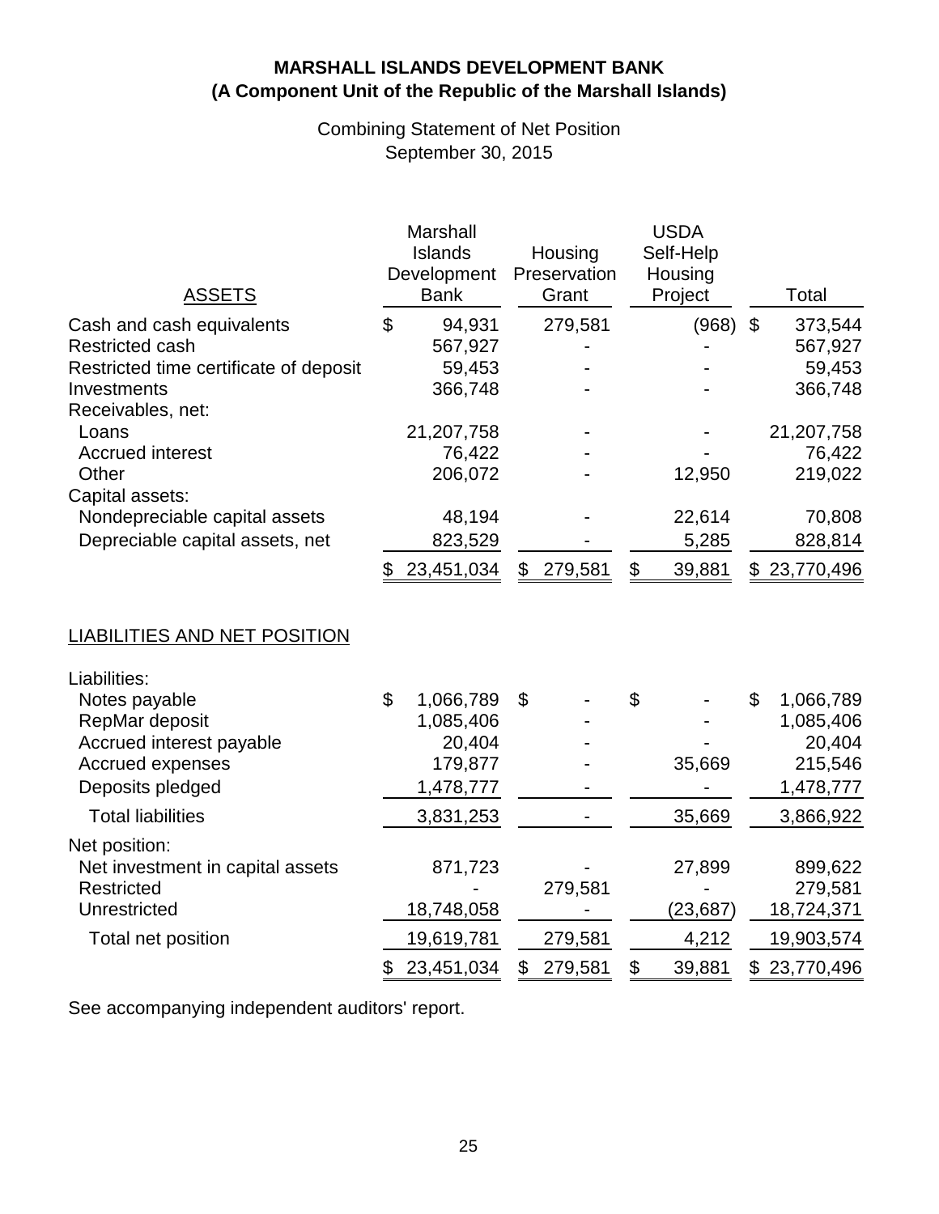**MARSHALL ISLANDS DEVELOPMENT BANK**
**(A Component Unit of the Republic of the Marshall Islands)**

Combining Statement of Net Position
September 30, 2015

| ASSETS | Marshall Islands Development Bank | Housing Preservation Grant | USDA Self-Help Housing Project | Total |
|---|---|---|---|---|
| Cash and cash equivalents | $ 94,931 | 279,581 | (968) | $ 373,544 |
| Restricted cash | 567,927 | - | - | 567,927 |
| Restricted time certificate of deposit | 59,453 | - | - | 59,453 |
| Investments | 366,748 | - | - | 366,748 |
| Receivables, net: | | | | |
| Loans | 21,207,758 | - | - | 21,207,758 |
| Accrued interest | 76,422 | - | - | 76,422 |
| Other | 206,072 | - | 12,950 | 219,022 |
| Capital assets: | | | | |
| Nondepreciable capital assets | 48,194 | - | 22,614 | 70,808 |
| Depreciable capital assets, net | 823,529 | - | 5,285 | 828,814 |
| | $ 23,451,034 | $ 279,581 | $ 39,881 | $ 23,770,496 |

| LIABILITIES AND NET POSITION | Marshall Islands Development Bank | Housing Preservation Grant | USDA Self-Help Housing Project | Total |
|---|---|---|---|---|
| Liabilities: | | | | |
| Notes payable | $ 1,066,789 | $ - | $ - | $ 1,066,789 |
| RepMar deposit | 1,085,406 | - | - | 1,085,406 |
| Accrued interest payable | 20,404 | - | - | 20,404 |
| Accrued expenses | 179,877 | - | 35,669 | 215,546 |
| Deposits pledged | 1,478,777 | - | - | 1,478,777 |
| Total liabilities | 3,831,253 | - | 35,669 | 3,866,922 |
| Net position: | | | | |
| Net investment in capital assets | 871,723 | - | 27,899 | 899,622 |
| Restricted | - | 279,581 | - | 279,581 |
| Unrestricted | 18,748,058 | - | (23,687) | 18,724,371 |
| Total net position | 19,619,781 | 279,581 | 4,212 | 19,903,574 |
| | $ 23,451,034 | $ 279,581 | $ 39,881 | $ 23,770,496 |

See accompanying independent auditors' report.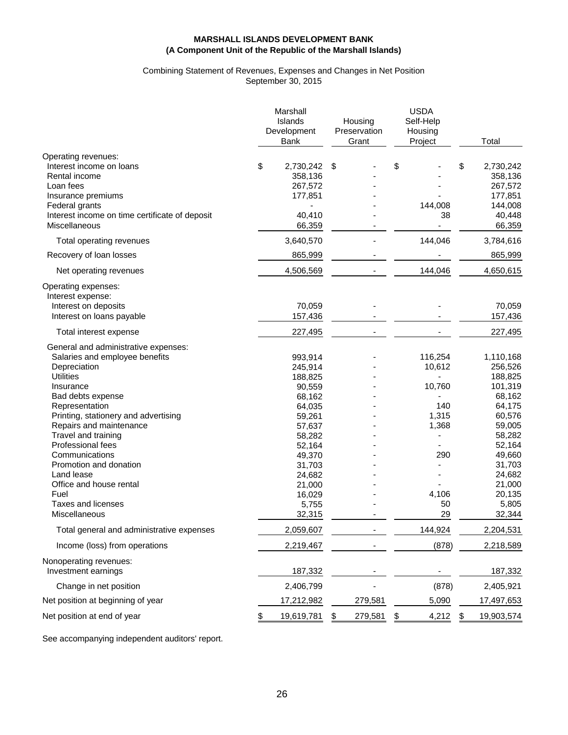**MARSHALL ISLANDS DEVELOPMENT BANK**
**(A Component Unit of the Republic of the Marshall Islands)**

Combining Statement of Revenues, Expenses and Changes in Net Position
September 30, 2015

| | Marshall Islands Development Bank | Housing Preservation Grant | USDA Self-Help Housing Project | Total |
|---|---|---|---|---|
| Operating revenues: | | | | |
| Interest income on loans | $ 2,730,242 | $ - | $ - | $ 2,730,242 |
| Rental income | 358,136 | - | - | 358,136 |
| Loan fees | 267,572 | - | - | 267,572 |
| Insurance premiums | 177,851 | - | - | 177,851 |
| Federal grants | - | - | 144,008 | 144,008 |
| Interest income on time certificate of deposit | 40,410 | - | 38 | 40,448 |
| Miscellaneous | 66,359 | - | - | 66,359 |
| Total operating revenues | 3,640,570 | - | 144,046 | 3,784,616 |
| Recovery of loan losses | 865,999 | - | - | 865,999 |
| Net operating revenues | 4,506,569 | - | 144,046 | 4,650,615 |
| Operating expenses: | | | | |
| Interest expense: | | | | |
| Interest on deposits | 70,059 | - | - | 70,059 |
| Interest on loans payable | 157,436 | - | - | 157,436 |
| Total interest expense | 227,495 | - | - | 227,495 |
| General and administrative expenses: | | | | |
| Salaries and employee benefits | 993,914 | - | 116,254 | 1,110,168 |
| Depreciation | 245,914 | - | 10,612 | 256,526 |
| Utilities | 188,825 | - | - | 188,825 |
| Insurance | 90,559 | - | 10,760 | 101,319 |
| Bad debts expense | 68,162 | - | - | 68,162 |
| Representation | 64,035 | - | 140 | 64,175 |
| Printing, stationery and advertising | 59,261 | - | 1,315 | 60,576 |
| Repairs and maintenance | 57,637 | - | 1,368 | 59,005 |
| Travel and training | 58,282 | - | - | 58,282 |
| Professional fees | 52,164 | - | - | 52,164 |
| Communications | 49,370 | - | 290 | 49,660 |
| Promotion and donation | 31,703 | - | - | 31,703 |
| Land lease | 24,682 | - | - | 24,682 |
| Office and house rental | 21,000 | - | - | 21,000 |
| Fuel | 16,029 | - | 4,106 | 20,135 |
| Taxes and licenses | 5,755 | - | 50 | 5,805 |
| Miscellaneous | 32,315 | - | 29 | 32,344 |
| Total general and administrative expenses | 2,059,607 | - | 144,924 | 2,204,531 |
| Income (loss) from operations | 2,219,467 | - | (878) | 2,218,589 |
| Nonoperating revenues: | | | | |
| Investment earnings | 187,332 | - | - | 187,332 |
| Change in net position | 2,406,799 | - | (878) | 2,405,921 |
| Net position at beginning of year | 17,212,982 | 279,581 | 5,090 | 17,497,653 |
| Net position at end of year | $ 19,619,781 | $ 279,581 | $ 4,212 | $ 19,903,574 |

See accompanying independent auditors' report.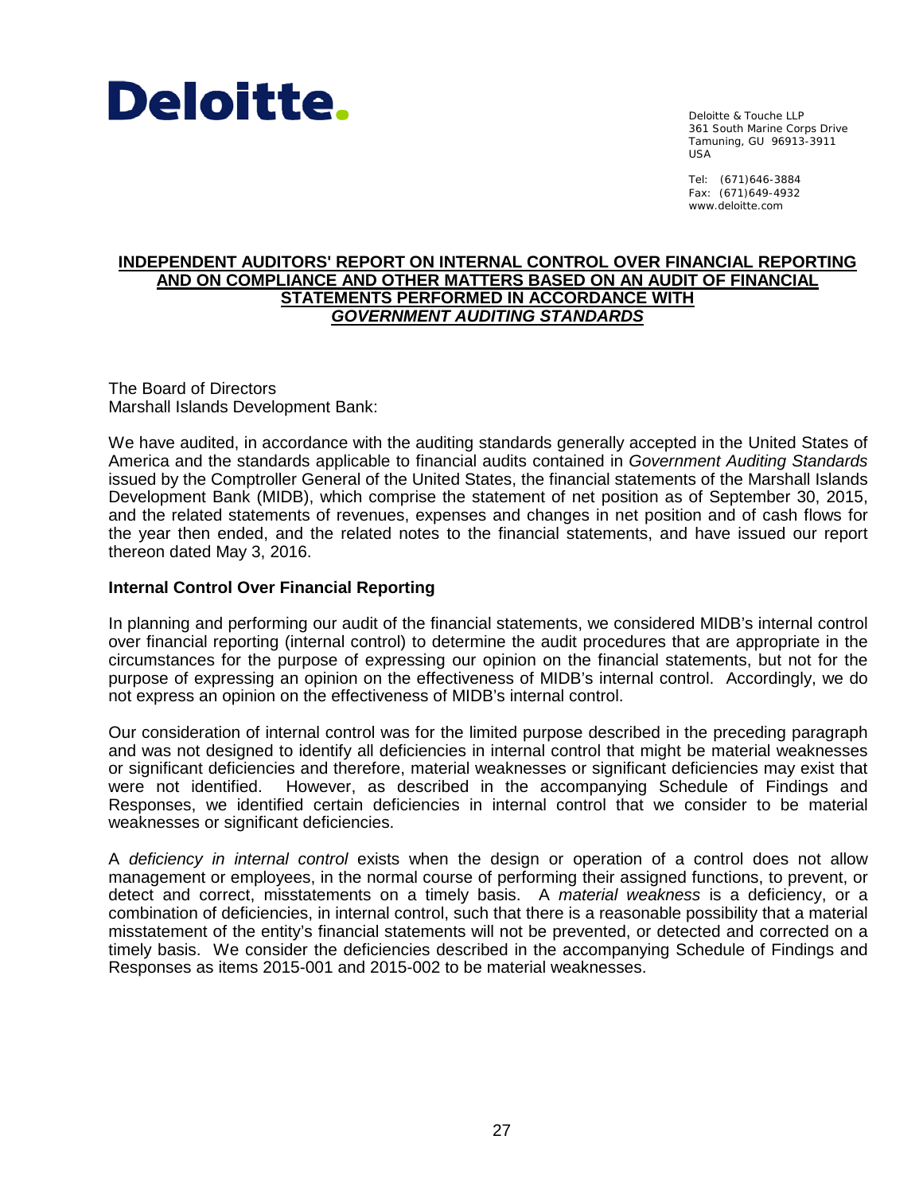**Deloitte.**

Deloitte & Touche LLP
361 South Marine Corps Drive
Tamuning, GU 96913-3911
USA

Tel: (671)646-3884
Fax: (671)649-4932
www.deloitte.com

## INDEPENDENT AUDITORS' REPORT ON INTERNAL CONTROL OVER FINANCIAL REPORTING AND ON COMPLIANCE AND OTHER MATTERS BASED ON AN AUDIT OF FINANCIAL STATEMENTS PERFORMED IN ACCORDANCE WITH *GOVERNMENT AUDITING STANDARDS*

The Board of Directors
Marshall Islands Development Bank:

We have audited, in accordance with the auditing standards generally accepted in the United States of America and the standards applicable to financial audits contained in *Government Auditing Standards* issued by the Comptroller General of the United States, the financial statements of the Marshall Islands Development Bank (MIDB), which comprise the statement of net position as of September 30, 2015, and the related statements of revenues, expenses and changes in net position and of cash flows for the year then ended, and the related notes to the financial statements, and have issued our report thereon dated May 3, 2016.

### Internal Control Over Financial Reporting

In planning and performing our audit of the financial statements, we considered MIDB's internal control over financial reporting (internal control) to determine the audit procedures that are appropriate in the circumstances for the purpose of expressing our opinion on the financial statements, but not for the purpose of expressing an opinion on the effectiveness of MIDB's internal control. Accordingly, we do not express an opinion on the effectiveness of MIDB's internal control.

Our consideration of internal control was for the limited purpose described in the preceding paragraph and was not designed to identify all deficiencies in internal control that might be material weaknesses or significant deficiencies and therefore, material weaknesses or significant deficiencies may exist that were not identified. However, as described in the accompanying Schedule of Findings and Responses, we identified certain deficiencies in internal control that we consider to be material weaknesses or significant deficiencies.

A *deficiency in internal control* exists when the design or operation of a control does not allow management or employees, in the normal course of performing their assigned functions, to prevent, or detect and correct, misstatements on a timely basis. A *material weakness* is a deficiency, or a combination of deficiencies, in internal control, such that there is a reasonable possibility that a material misstatement of the entity's financial statements will not be prevented, or detected and corrected on a timely basis. We consider the deficiencies described in the accompanying Schedule of Findings and Responses as items 2015-001 and 2015-002 to be material weaknesses.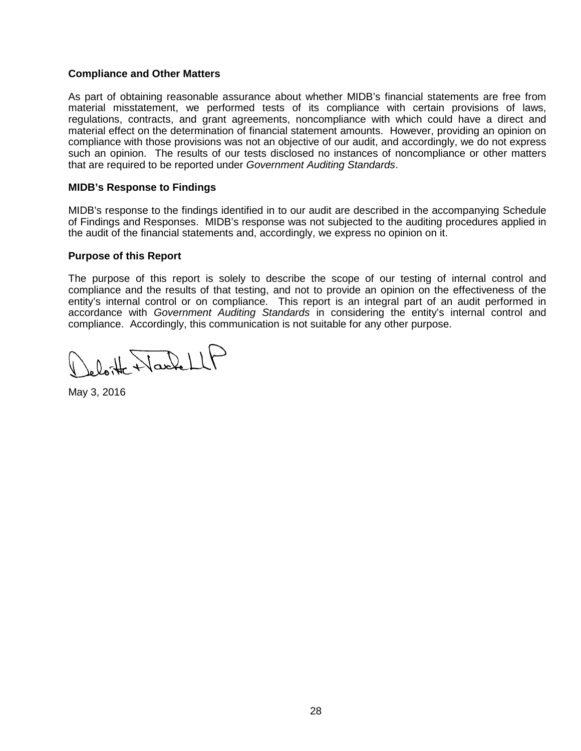**Compliance and Other Matters**

As part of obtaining reasonable assurance about whether MIDB's financial statements are free from material misstatement, we performed tests of its compliance with certain provisions of laws, regulations, contracts, and grant agreements, noncompliance with which could have a direct and material effect on the determination of financial statement amounts. However, providing an opinion on compliance with those provisions was not an objective of our audit, and accordingly, we do not express such an opinion. The results of our tests disclosed no instances of noncompliance or other matters that are required to be reported under *Government Auditing Standards*.

**MIDB's Response to Findings**

MIDB's response to the findings identified in to our audit are described in the accompanying Schedule of Findings and Responses. MIDB's response was not subjected to the auditing procedures applied in the audit of the financial statements and, accordingly, we express no opinion on it.

**Purpose of this Report**

The purpose of this report is solely to describe the scope of our testing of internal control and compliance and the results of that testing, and not to provide an opinion on the effectiveness of the entity's internal control or on compliance. This report is an integral part of an audit performed in accordance with *Government Auditing Standards* in considering the entity's internal control and compliance. Accordingly, this communication is not suitable for any other purpose.

Deloitte & Touche LLP

May 3, 2016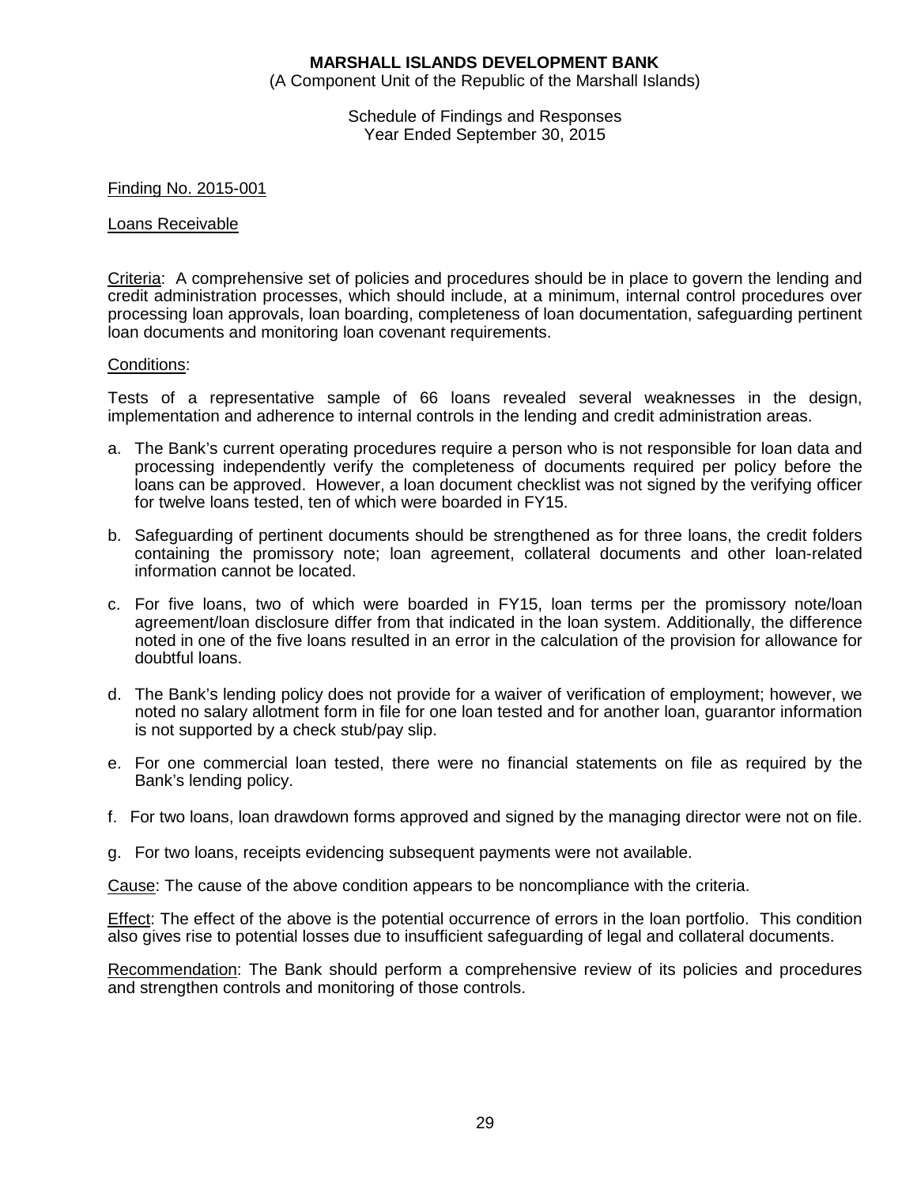**MARSHALL ISLANDS DEVELOPMENT BANK**
(A Component Unit of the Republic of the Marshall Islands)

Schedule of Findings and Responses
Year Ended September 30, 2015

Finding No. 2015-001

Loans Receivable

Criteria: A comprehensive set of policies and procedures should be in place to govern the lending and credit administration processes, which should include, at a minimum, internal control procedures over processing loan approvals, loan boarding, completeness of loan documentation, safeguarding pertinent loan documents and monitoring loan covenant requirements.

Conditions:

Tests of a representative sample of 66 loans revealed several weaknesses in the design, implementation and adherence to internal controls in the lending and credit administration areas.

a. The Bank's current operating procedures require a person who is not responsible for loan data and processing independently verify the completeness of documents required per policy before the loans can be approved. However, a loan document checklist was not signed by the verifying officer for twelve loans tested, ten of which were boarded in FY15.

b. Safeguarding of pertinent documents should be strengthened as for three loans, the credit folders containing the promissory note; loan agreement, collateral documents and other loan-related information cannot be located.

c. For five loans, two of which were boarded in FY15, loan terms per the promissory note/loan agreement/loan disclosure differ from that indicated in the loan system. Additionally, the difference noted in one of the five loans resulted in an error in the calculation of the provision for allowance for doubtful loans.

d. The Bank's lending policy does not provide for a waiver of verification of employment; however, we noted no salary allotment form in file for one loan tested and for another loan, guarantor information is not supported by a check stub/pay slip.

e. For one commercial loan tested, there were no financial statements on file as required by the Bank's lending policy.

f. For two loans, loan drawdown forms approved and signed by the managing director were not on file.

g. For two loans, receipts evidencing subsequent payments were not available.

Cause: The cause of the above condition appears to be noncompliance with the criteria.

Effect: The effect of the above is the potential occurrence of errors in the loan portfolio. This condition also gives rise to potential losses due to insufficient safeguarding of legal and collateral documents.

Recommendation: The Bank should perform a comprehensive review of its policies and procedures and strengthen controls and monitoring of those controls.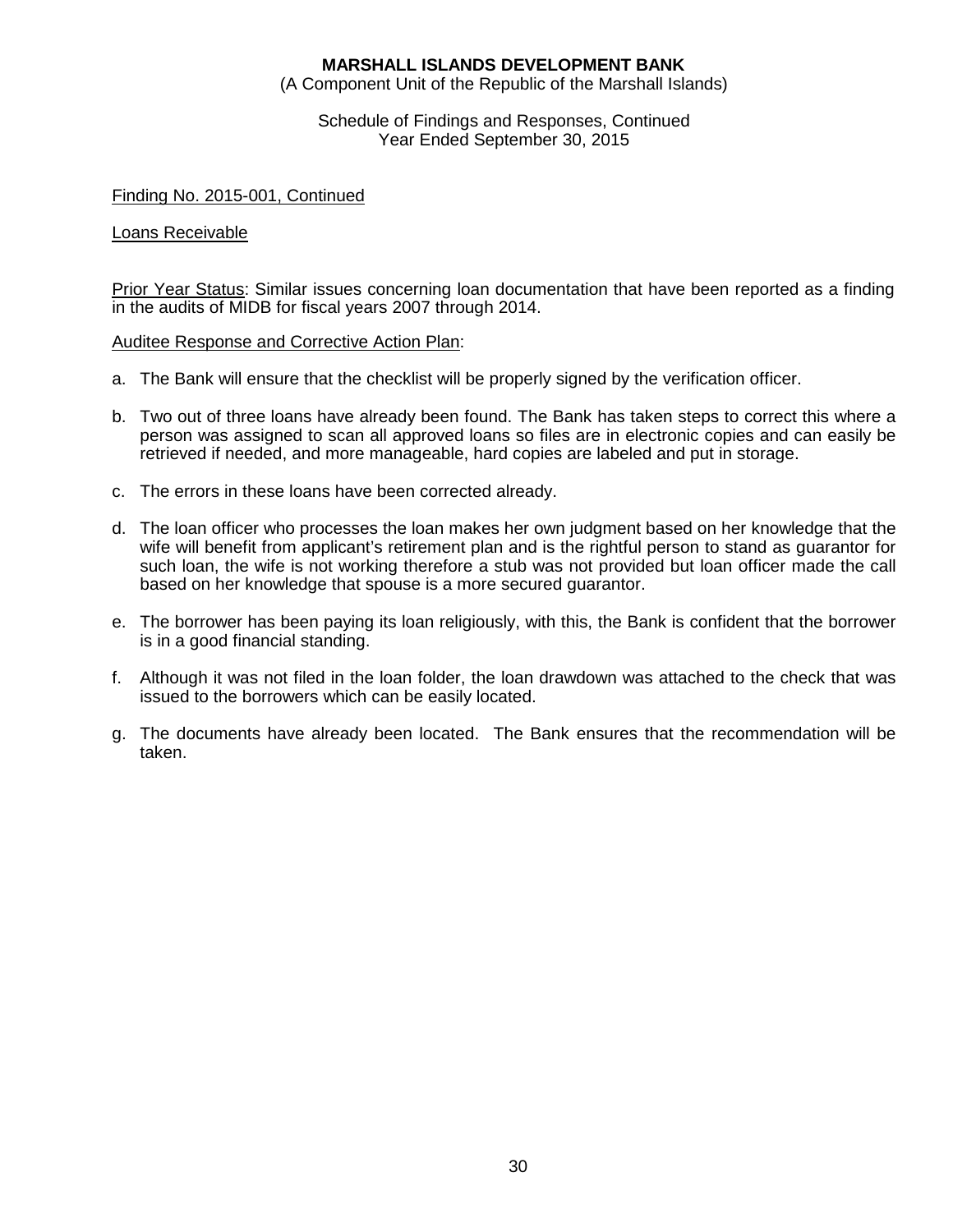**MARSHALL ISLANDS DEVELOPMENT BANK**
(A Component Unit of the Republic of the Marshall Islands)

Schedule of Findings and Responses, Continued
Year Ended September 30, 2015

Finding No. 2015-001, Continued

Loans Receivable

Prior Year Status: Similar issues concerning loan documentation that have been reported as a finding in the audits of MIDB for fiscal years 2007 through 2014.

Auditee Response and Corrective Action Plan:

a. The Bank will ensure that the checklist will be properly signed by the verification officer.

b. Two out of three loans have already been found. The Bank has taken steps to correct this where a person was assigned to scan all approved loans so files are in electronic copies and can easily be retrieved if needed, and more manageable, hard copies are labeled and put in storage.

c. The errors in these loans have been corrected already.

d. The loan officer who processes the loan makes her own judgment based on her knowledge that the wife will benefit from applicant's retirement plan and is the rightful person to stand as guarantor for such loan, the wife is not working therefore a stub was not provided but loan officer made the call based on her knowledge that spouse is a more secured guarantor.

e. The borrower has been paying its loan religiously, with this, the Bank is confident that the borrower is in a good financial standing.

f. Although it was not filed in the loan folder, the loan drawdown was attached to the check that was issued to the borrowers which can be easily located.

g. The documents have already been located. The Bank ensures that the recommendation will be taken.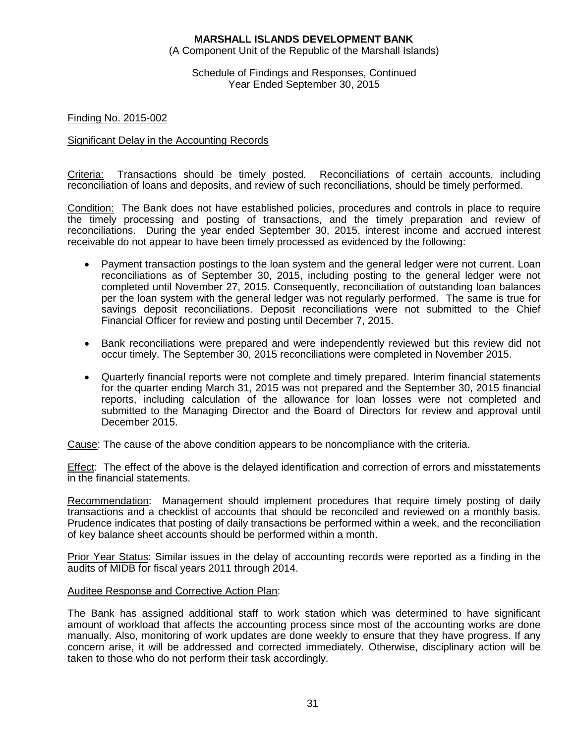**MARSHALL ISLANDS DEVELOPMENT BANK**
(A Component Unit of the Republic of the Marshall Islands)

Schedule of Findings and Responses, Continued
Year Ended September 30, 2015

Finding No. 2015-002

Significant Delay in the Accounting Records

Criteria: Transactions should be timely posted. Reconciliations of certain accounts, including reconciliation of loans and deposits, and review of such reconciliations, should be timely performed.

Condition: The Bank does not have established policies, procedures and controls in place to require the timely processing and posting of transactions, and the timely preparation and review of reconciliations. During the year ended September 30, 2015, interest income and accrued interest receivable do not appear to have been timely processed as evidenced by the following:

- Payment transaction postings to the loan system and the general ledger were not current. Loan reconciliations as of September 30, 2015, including posting to the general ledger were not completed until November 27, 2015. Consequently, reconciliation of outstanding loan balances per the loan system with the general ledger was not regularly performed. The same is true for savings deposit reconciliations. Deposit reconciliations were not submitted to the Chief Financial Officer for review and posting until December 7, 2015.

- Bank reconciliations were prepared and were independently reviewed but this review did not occur timely. The September 30, 2015 reconciliations were completed in November 2015.

- Quarterly financial reports were not complete and timely prepared. Interim financial statements for the quarter ending March 31, 2015 was not prepared and the September 30, 2015 financial reports, including calculation of the allowance for loan losses were not completed and submitted to the Managing Director and the Board of Directors for review and approval until December 2015.

Cause: The cause of the above condition appears to be noncompliance with the criteria.

Effect: The effect of the above is the delayed identification and correction of errors and misstatements in the financial statements.

Recommendation: Management should implement procedures that require timely posting of daily transactions and a checklist of accounts that should be reconciled and reviewed on a monthly basis. Prudence indicates that posting of daily transactions be performed within a week, and the reconciliation of key balance sheet accounts should be performed within a month.

Prior Year Status: Similar issues in the delay of accounting records were reported as a finding in the audits of MIDB for fiscal years 2011 through 2014.

Auditee Response and Corrective Action Plan:

The Bank has assigned additional staff to work station which was determined to have significant amount of workload that affects the accounting process since most of the accounting works are done manually. Also, monitoring of work updates are done weekly to ensure that they have progress. If any concern arise, it will be addressed and corrected immediately. Otherwise, disciplinary action will be taken to those who do not perform their task accordingly.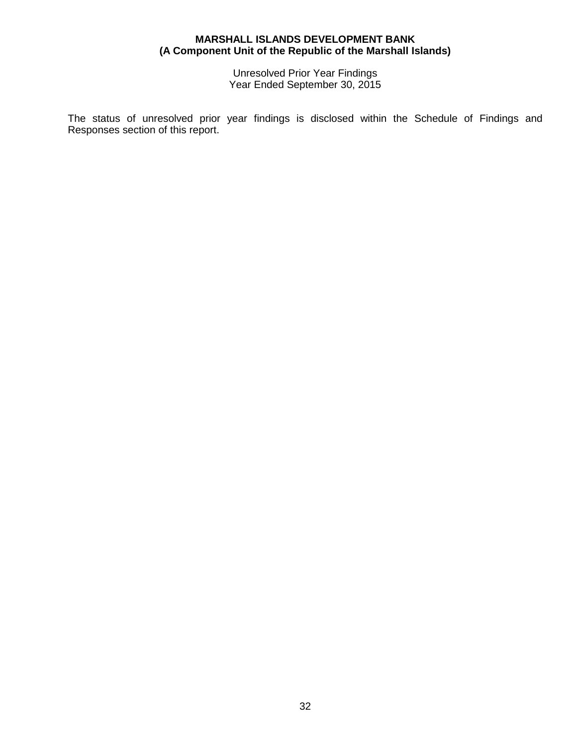**MARSHALL ISLANDS DEVELOPMENT BANK**
**(A Component Unit of the Republic of the Marshall Islands)**

Unresolved Prior Year Findings
Year Ended September 30, 2015

The status of unresolved prior year findings is disclosed within the Schedule of Findings and Responses section of this report.